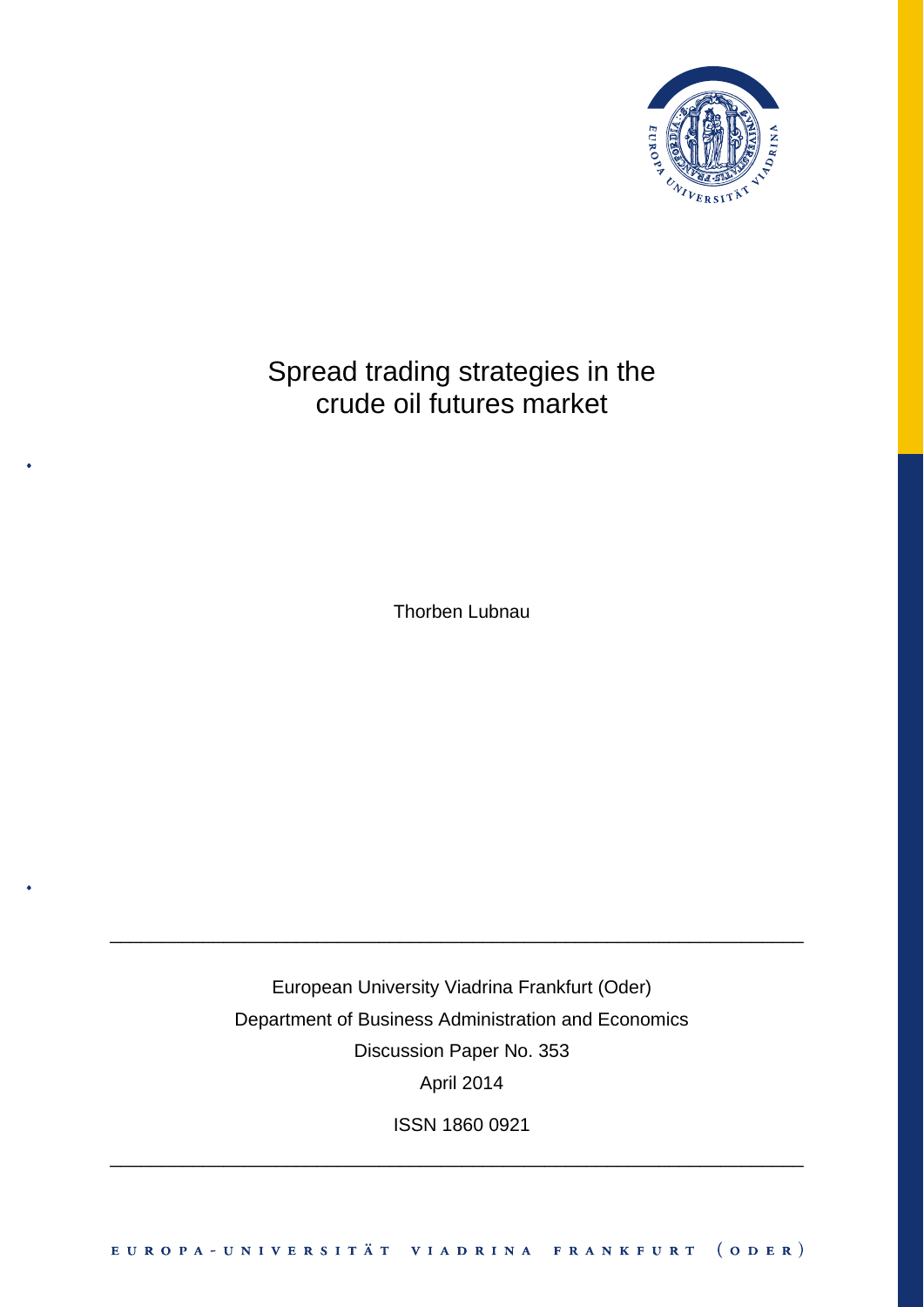# Spread trading strategies in the crude oil futures market

Thorben Lubnau

---

European University Viadrina Frankfurt (Oder)

Department of Business Administration and Economics

Discussion Paper No. 353

April 2014

ISSN 1860 0921

---

EUROPA-UNIVERSITÄT VIADRINA FRANKFURT (ODER)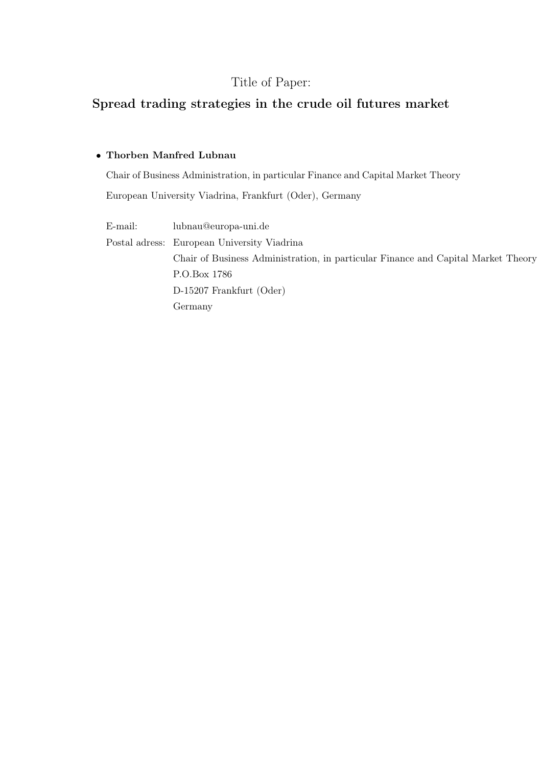Title of Paper:

# Spread trading strategies in the crude oil futures market

- **Thorben Manfred Lubnau**

  Chair of Business Administration, in particular Finance and Capital Market Theory

  European University Viadrina, Frankfurt (Oder), Germany

| | |
|---|---|
| E-mail: | lubnau@europa-uni.de |
| Postal adress: | European University Viadrina |
| | Chair of Business Administration, in particular Finance and Capital Market Theory |
| | P.O.Box 1786 |
| | D-15207 Frankfurt (Oder) |
| | Germany |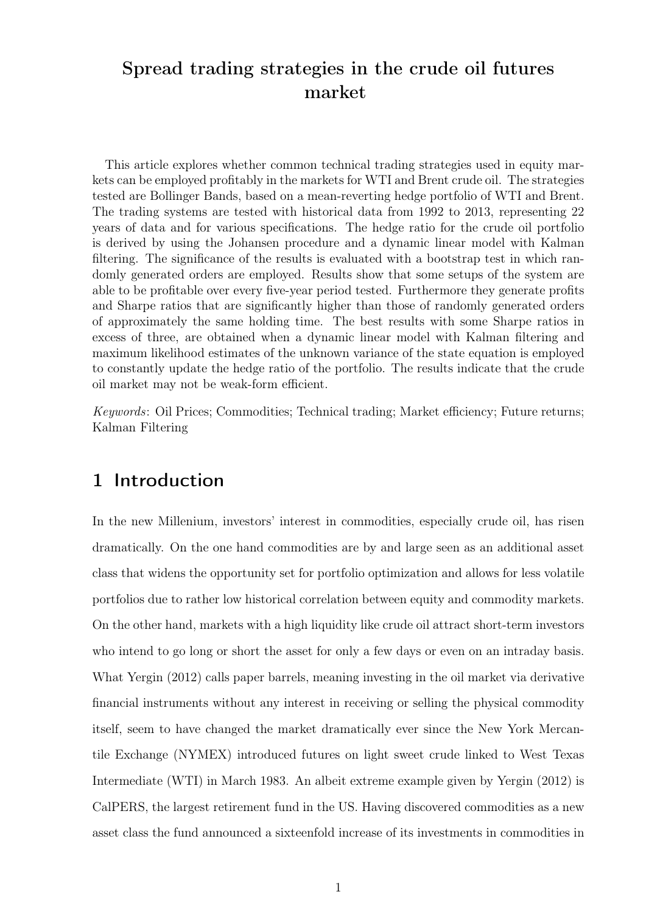# Spread trading strategies in the crude oil futures market

This article explores whether common technical trading strategies used in equity markets can be employed profitably in the markets for WTI and Brent crude oil. The strategies tested are Bollinger Bands, based on a mean-reverting hedge portfolio of WTI and Brent. The trading systems are tested with historical data from 1992 to 2013, representing 22 years of data and for various specifications. The hedge ratio for the crude oil portfolio is derived by using the Johansen procedure and a dynamic linear model with Kalman filtering. The significance of the results is evaluated with a bootstrap test in which randomly generated orders are employed. Results show that some setups of the system are able to be profitable over every five-year period tested. Furthermore they generate profits and Sharpe ratios that are significantly higher than those of randomly generated orders of approximately the same holding time. The best results with some Sharpe ratios in excess of three, are obtained when a dynamic linear model with Kalman filtering and maximum likelihood estimates of the unknown variance of the state equation is employed to constantly update the hedge ratio of the portfolio. The results indicate that the crude oil market may not be weak-form efficient.

*Keywords*: Oil Prices; Commodities; Technical trading; Market efficiency; Future returns; Kalman Filtering

## 1 Introduction

In the new Millenium, investors' interest in commodities, especially crude oil, has risen dramatically. On the one hand commodities are by and large seen as an additional asset class that widens the opportunity set for portfolio optimization and allows for less volatile portfolios due to rather low historical correlation between equity and commodity markets. On the other hand, markets with a high liquidity like crude oil attract short-term investors who intend to go long or short the asset for only a few days or even on an intraday basis. What Yergin (2012) calls paper barrels, meaning investing in the oil market via derivative financial instruments without any interest in receiving or selling the physical commodity itself, seem to have changed the market dramatically ever since the New York Mercantile Exchange (NYMEX) introduced futures on light sweet crude linked to West Texas Intermediate (WTI) in March 1983. An albeit extreme example given by Yergin (2012) is CalPERS, the largest retirement fund in the US. Having discovered commodities as a new asset class the fund announced a sixteenfold increase of its investments in commodities in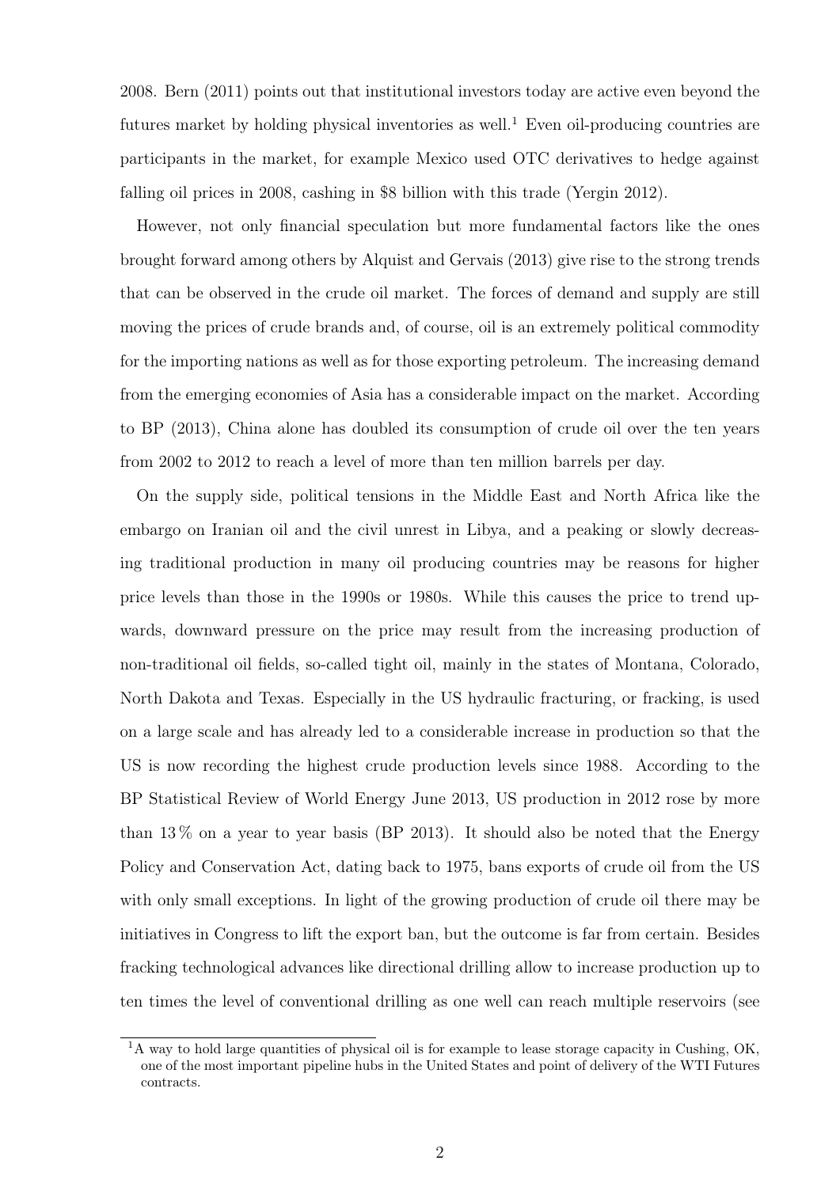2008. Bern (2011) points out that institutional investors today are active even beyond the futures market by holding physical inventories as well.[1] Even oil-producing countries are participants in the market, for example Mexico used OTC derivatives to hedge against falling oil prices in 2008, cashing in $8 billion with this trade (Yergin 2012).

However, not only financial speculation but more fundamental factors like the ones brought forward among others by Alquist and Gervais (2013) give rise to the strong trends that can be observed in the crude oil market. The forces of demand and supply are still moving the prices of crude brands and, of course, oil is an extremely political commodity for the importing nations as well as for those exporting petroleum. The increasing demand from the emerging economies of Asia has a considerable impact on the market. According to BP (2013), China alone has doubled its consumption of crude oil over the ten years from 2002 to 2012 to reach a level of more than ten million barrels per day.

On the supply side, political tensions in the Middle East and North Africa like the embargo on Iranian oil and the civil unrest in Libya, and a peaking or slowly decreasing traditional production in many oil producing countries may be reasons for higher price levels than those in the 1990s or 1980s. While this causes the price to trend upwards, downward pressure on the price may result from the increasing production of non-traditional oil fields, so-called tight oil, mainly in the states of Montana, Colorado, North Dakota and Texas. Especially in the US hydraulic fracturing, or fracking, is used on a large scale and has already led to a considerable increase in production so that the US is now recording the highest crude production levels since 1988. According to the BP Statistical Review of World Energy June 2013, US production in 2012 rose by more than 13 % on a year to year basis (BP 2013). It should also be noted that the Energy Policy and Conservation Act, dating back to 1975, bans exports of crude oil from the US with only small exceptions. In light of the growing production of crude oil there may be initiatives in Congress to lift the export ban, but the outcome is far from certain. Besides fracking technological advances like directional drilling allow to increase production up to ten times the level of conventional drilling as one well can reach multiple reservoirs (see

[1] A way to hold large quantities of physical oil is for example to lease storage capacity in Cushing, OK, one of the most important pipeline hubs in the United States and point of delivery of the WTI Futures contracts.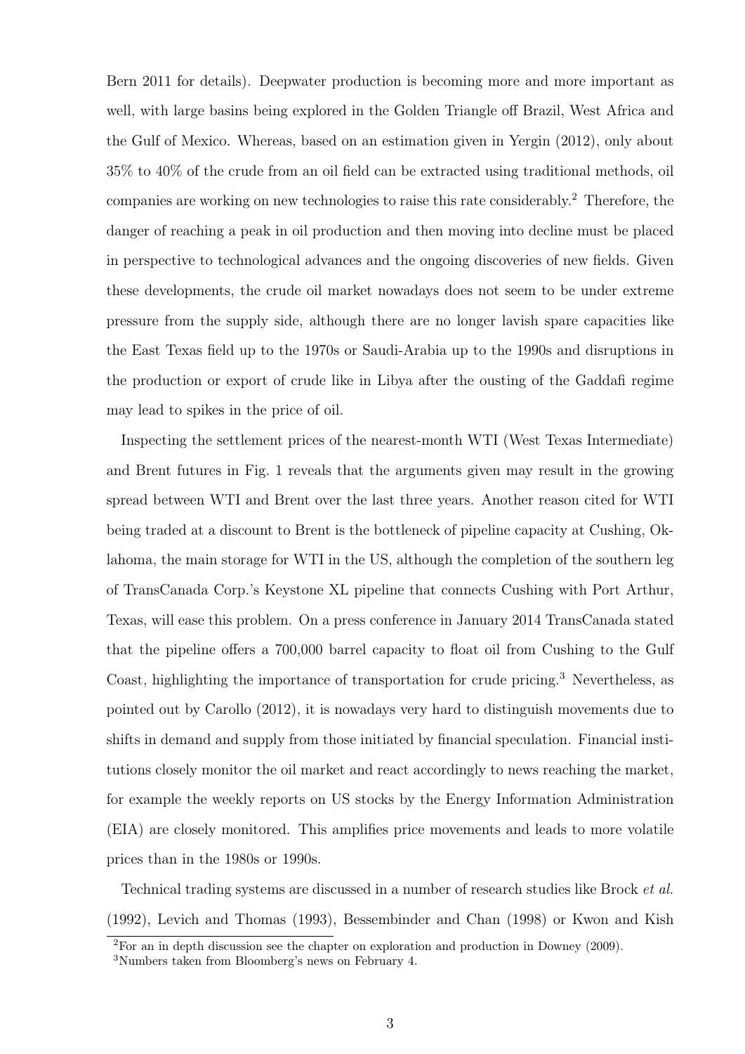Bern 2011 for details). Deepwater production is becoming more and more important as well, with large basins being explored in the Golden Triangle off Brazil, West Africa and the Gulf of Mexico. Whereas, based on an estimation given in Yergin (2012), only about 35% to 40% of the crude from an oil field can be extracted using traditional methods, oil companies are working on new technologies to raise this rate considerably.[2] Therefore, the danger of reaching a peak in oil production and then moving into decline must be placed in perspective to technological advances and the ongoing discoveries of new fields. Given these developments, the crude oil market nowadays does not seem to be under extreme pressure from the supply side, although there are no longer lavish spare capacities like the East Texas field up to the 1970s or Saudi-Arabia up to the 1990s and disruptions in the production or export of crude like in Libya after the ousting of the Gaddafi regime may lead to spikes in the price of oil.

Inspecting the settlement prices of the nearest-month WTI (West Texas Intermediate) and Brent futures in Fig. 1 reveals that the arguments given may result in the growing spread between WTI and Brent over the last three years. Another reason cited for WTI being traded at a discount to Brent is the bottleneck of pipeline capacity at Cushing, Oklahoma, the main storage for WTI in the US, although the completion of the southern leg of TransCanada Corp.'s Keystone XL pipeline that connects Cushing with Port Arthur, Texas, will ease this problem. On a press conference in January 2014 TransCanada stated that the pipeline offers a 700,000 barrel capacity to float oil from Cushing to the Gulf Coast, highlighting the importance of transportation for crude pricing.[3] Nevertheless, as pointed out by Carollo (2012), it is nowadays very hard to distinguish movements due to shifts in demand and supply from those initiated by financial speculation. Financial institutions closely monitor the oil market and react accordingly to news reaching the market, for example the weekly reports on US stocks by the Energy Information Administration (EIA) are closely monitored. This amplifies price movements and leads to more volatile prices than in the 1980s or 1990s.

Technical trading systems are discussed in a number of research studies like Brock *et al.* (1992), Levich and Thomas (1993), Bessembinder and Chan (1998) or Kwon and Kish

[2]For an in depth discussion see the chapter on exploration and production in Downey (2009).

[3]Numbers taken from Bloomberg's news on February 4.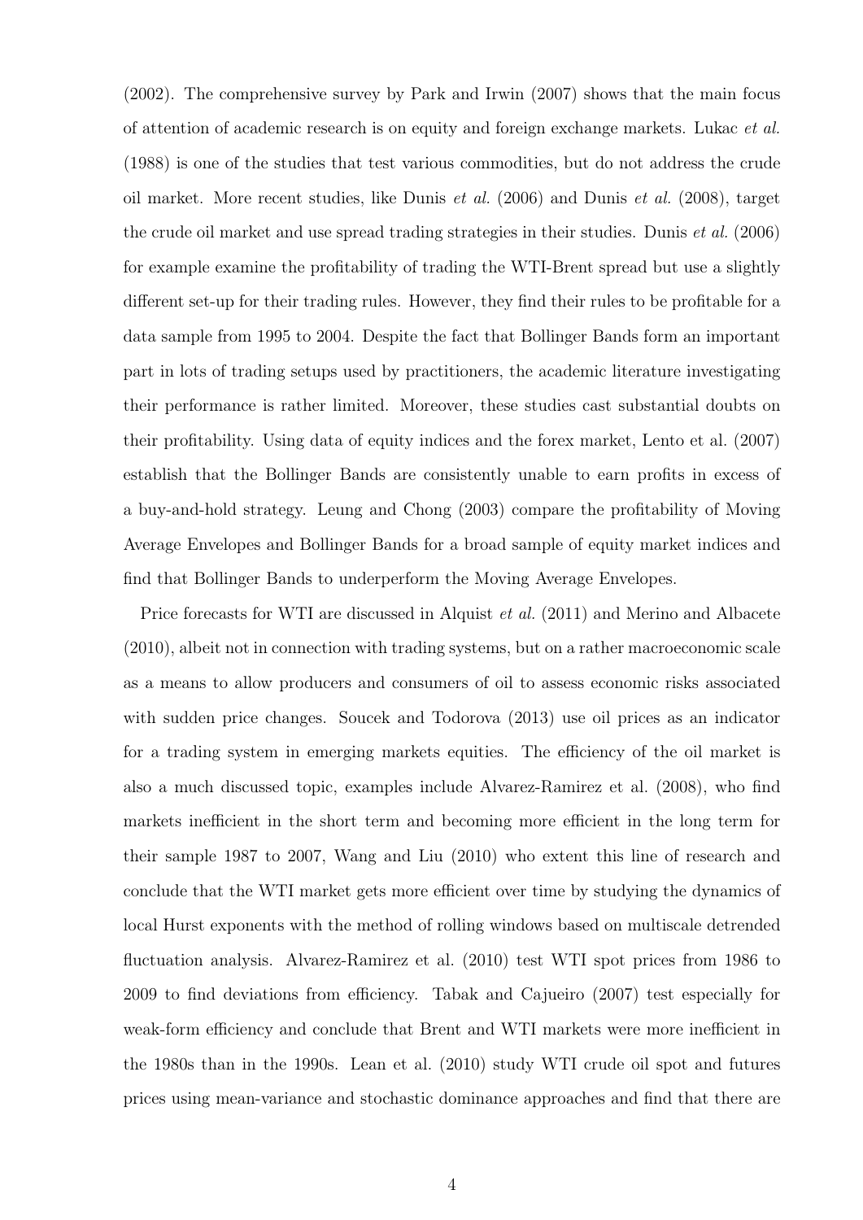(2002). The comprehensive survey by Park and Irwin (2007) shows that the main focus of attention of academic research is on equity and foreign exchange markets. Lukac *et al.* (1988) is one of the studies that test various commodities, but do not address the crude oil market. More recent studies, like Dunis *et al.* (2006) and Dunis *et al.* (2008), target the crude oil market and use spread trading strategies in their studies. Dunis *et al.* (2006) for example examine the profitability of trading the WTI-Brent spread but use a slightly different set-up for their trading rules. However, they find their rules to be profitable for a data sample from 1995 to 2004. Despite the fact that Bollinger Bands form an important part in lots of trading setups used by practitioners, the academic literature investigating their performance is rather limited. Moreover, these studies cast substantial doubts on their profitability. Using data of equity indices and the forex market, Lento et al. (2007) establish that the Bollinger Bands are consistently unable to earn profits in excess of a buy-and-hold strategy. Leung and Chong (2003) compare the profitability of Moving Average Envelopes and Bollinger Bands for a broad sample of equity market indices and find that Bollinger Bands to underperform the Moving Average Envelopes.

Price forecasts for WTI are discussed in Alquist *et al.* (2011) and Merino and Albacete (2010), albeit not in connection with trading systems, but on a rather macroeconomic scale as a means to allow producers and consumers of oil to assess economic risks associated with sudden price changes. Soucek and Todorova (2013) use oil prices as an indicator for a trading system in emerging markets equities. The efficiency of the oil market is also a much discussed topic, examples include Alvarez-Ramirez et al. (2008), who find markets inefficient in the short term and becoming more efficient in the long term for their sample 1987 to 2007, Wang and Liu (2010) who extent this line of research and conclude that the WTI market gets more efficient over time by studying the dynamics of local Hurst exponents with the method of rolling windows based on multiscale detrended fluctuation analysis. Alvarez-Ramirez et al. (2010) test WTI spot prices from 1986 to 2009 to find deviations from efficiency. Tabak and Cajueiro (2007) test especially for weak-form efficiency and conclude that Brent and WTI markets were more inefficient in the 1980s than in the 1990s. Lean et al. (2010) study WTI crude oil spot and futures prices using mean-variance and stochastic dominance approaches and find that there are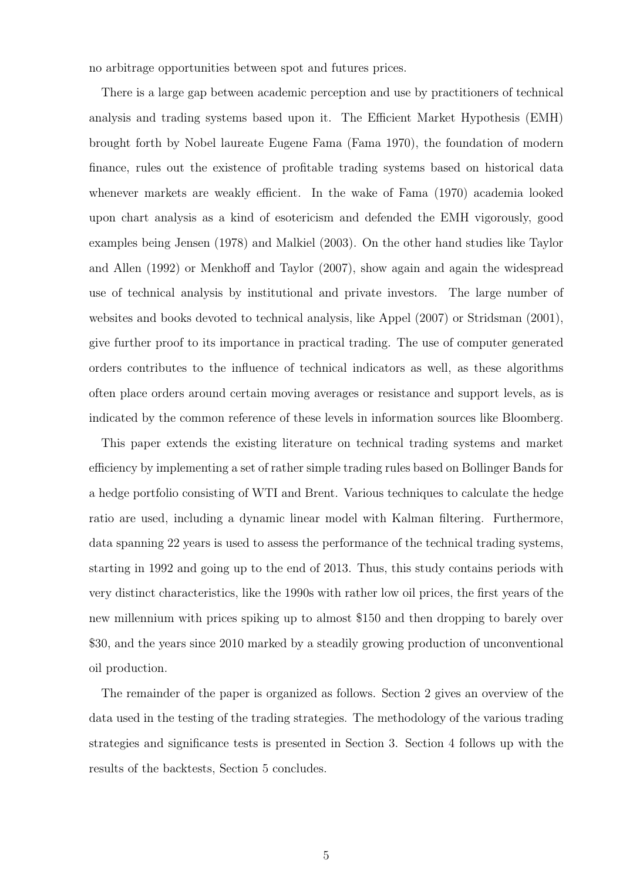no arbitrage opportunities between spot and futures prices.

There is a large gap between academic perception and use by practitioners of technical analysis and trading systems based upon it. The Efficient Market Hypothesis (EMH) brought forth by Nobel laureate Eugene Fama (Fama 1970), the foundation of modern finance, rules out the existence of profitable trading systems based on historical data whenever markets are weakly efficient. In the wake of Fama (1970) academia looked upon chart analysis as a kind of esotericism and defended the EMH vigorously, good examples being Jensen (1978) and Malkiel (2003). On the other hand studies like Taylor and Allen (1992) or Menkhoff and Taylor (2007), show again and again the widespread use of technical analysis by institutional and private investors. The large number of websites and books devoted to technical analysis, like Appel (2007) or Stridsman (2001), give further proof to its importance in practical trading. The use of computer generated orders contributes to the influence of technical indicators as well, as these algorithms often place orders around certain moving averages or resistance and support levels, as is indicated by the common reference of these levels in information sources like Bloomberg.

This paper extends the existing literature on technical trading systems and market efficiency by implementing a set of rather simple trading rules based on Bollinger Bands for a hedge portfolio consisting of WTI and Brent. Various techniques to calculate the hedge ratio are used, including a dynamic linear model with Kalman filtering. Furthermore, data spanning 22 years is used to assess the performance of the technical trading systems, starting in 1992 and going up to the end of 2013. Thus, this study contains periods with very distinct characteristics, like the 1990s with rather low oil prices, the first years of the new millennium with prices spiking up to almost \$150 and then dropping to barely over \$30, and the years since 2010 marked by a steadily growing production of unconventional oil production.

The remainder of the paper is organized as follows. Section 2 gives an overview of the data used in the testing of the trading strategies. The methodology of the various trading strategies and significance tests is presented in Section 3. Section 4 follows up with the results of the backtests, Section 5 concludes.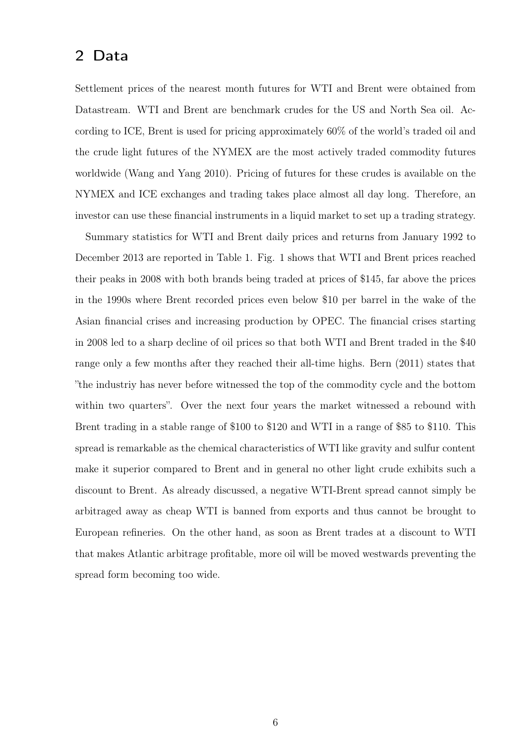## 2 Data

Settlement prices of the nearest month futures for WTI and Brent were obtained from Datastream. WTI and Brent are benchmark crudes for the US and North Sea oil. According to ICE, Brent is used for pricing approximately 60% of the world's traded oil and the crude light futures of the NYMEX are the most actively traded commodity futures worldwide (Wang and Yang 2010). Pricing of futures for these crudes is available on the NYMEX and ICE exchanges and trading takes place almost all day long. Therefore, an investor can use these financial instruments in a liquid market to set up a trading strategy.

Summary statistics for WTI and Brent daily prices and returns from January 1992 to December 2013 are reported in Table 1. Fig. 1 shows that WTI and Brent prices reached their peaks in 2008 with both brands being traded at prices of \$145, far above the prices in the 1990s where Brent recorded prices even below \$10 per barrel in the wake of the Asian financial crises and increasing production by OPEC. The financial crises starting in 2008 led to a sharp decline of oil prices so that both WTI and Brent traded in the \$40 range only a few months after they reached their all-time highs. Bern (2011) states that "the industriy has never before witnessed the top of the commodity cycle and the bottom within two quarters". Over the next four years the market witnessed a rebound with Brent trading in a stable range of \$100 to \$120 and WTI in a range of \$85 to \$110. This spread is remarkable as the chemical characteristics of WTI like gravity and sulfur content make it superior compared to Brent and in general no other light crude exhibits such a discount to Brent. As already discussed, a negative WTI-Brent spread cannot simply be arbitraged away as cheap WTI is banned from exports and thus cannot be brought to European refineries. On the other hand, as soon as Brent trades at a discount to WTI that makes Atlantic arbitrage profitable, more oil will be moved westwards preventing the spread form becoming too wide.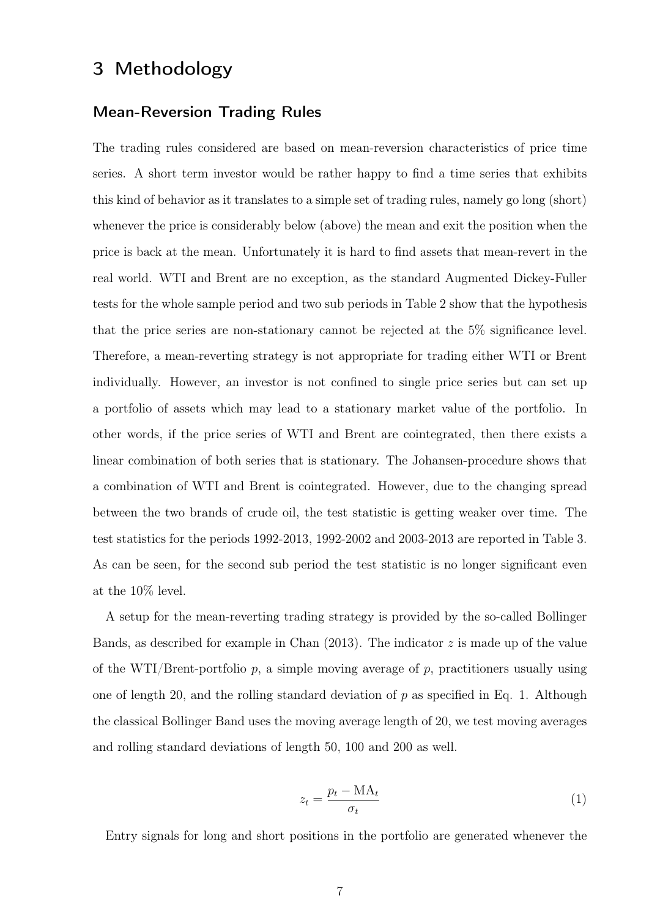# 3 Methodology

## Mean-Reversion Trading Rules

The trading rules considered are based on mean-reversion characteristics of price time series. A short term investor would be rather happy to find a time series that exhibits this kind of behavior as it translates to a simple set of trading rules, namely go long (short) whenever the price is considerably below (above) the mean and exit the position when the price is back at the mean. Unfortunately it is hard to find assets that mean-revert in the real world. WTI and Brent are no exception, as the standard Augmented Dickey-Fuller tests for the whole sample period and two sub periods in Table 2 show that the hypothesis that the price series are non-stationary cannot be rejected at the 5% significance level. Therefore, a mean-reverting strategy is not appropriate for trading either WTI or Brent individually. However, an investor is not confined to single price series but can set up a portfolio of assets which may lead to a stationary market value of the portfolio. In other words, if the price series of WTI and Brent are cointegrated, then there exists a linear combination of both series that is stationary. The Johansen-procedure shows that a combination of WTI and Brent is cointegrated. However, due to the changing spread between the two brands of crude oil, the test statistic is getting weaker over time. The test statistics for the periods 1992-2013, 1992-2002 and 2003-2013 are reported in Table 3. As can be seen, for the second sub period the test statistic is no longer significant even at the 10% level.

A setup for the mean-reverting trading strategy is provided by the so-called Bollinger Bands, as described for example in Chan (2013). The indicator $z$ is made up of the value of the WTI/Brent-portfolio $p$, a simple moving average of $p$, practitioners usually using one of length 20, and the rolling standard deviation of $p$ as specified in Eq. 1. Although the classical Bollinger Band uses the moving average length of 20, we test moving averages and rolling standard deviations of length 50, 100 and 200 as well.

$$z_t = \frac{p_t - \mathrm{MA}_t}{\sigma_t} \tag{1}$$

Entry signals for long and short positions in the portfolio are generated whenever the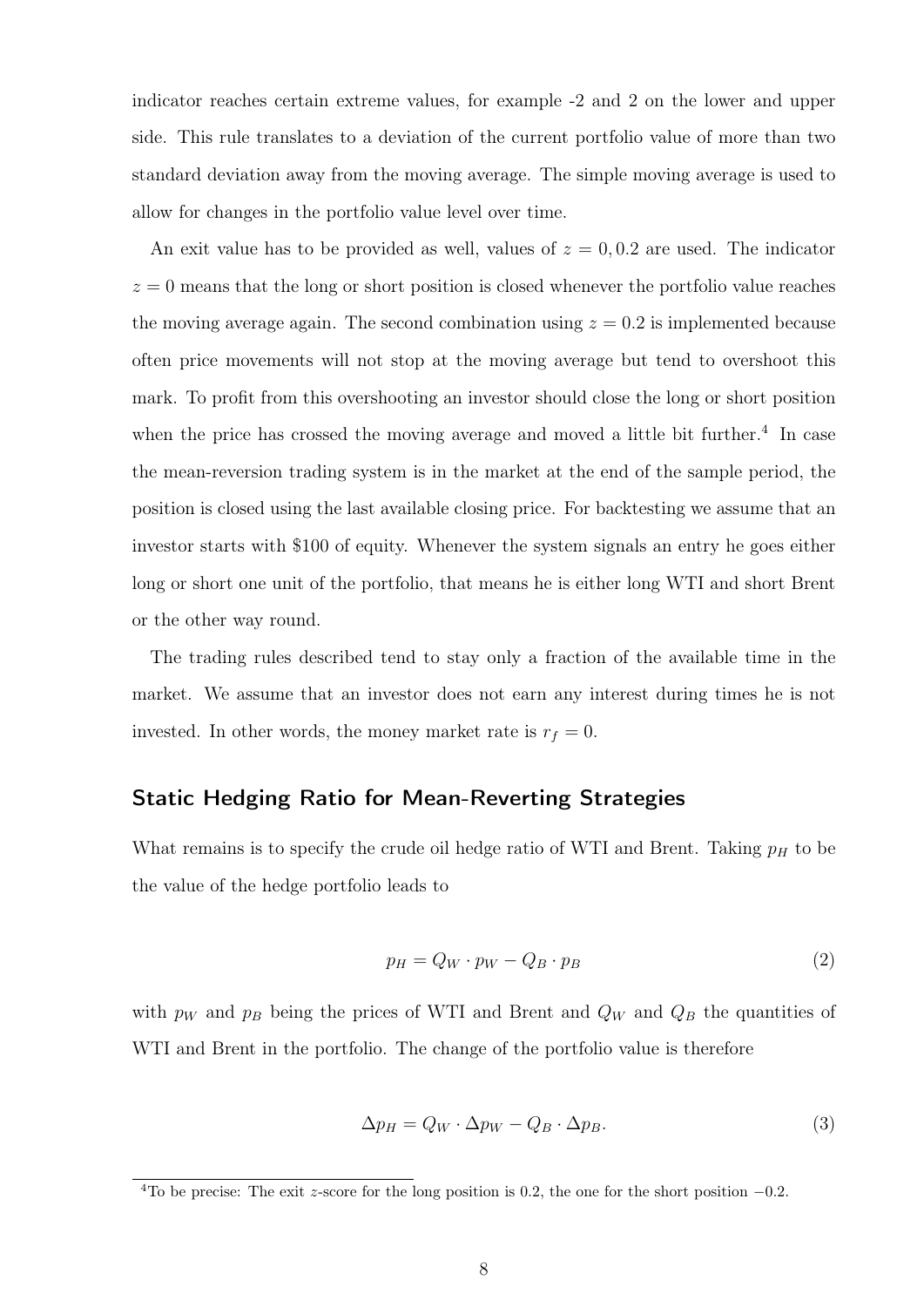indicator reaches certain extreme values, for example -2 and 2 on the lower and upper side. This rule translates to a deviation of the current portfolio value of more than two standard deviation away from the moving average. The simple moving average is used to allow for changes in the portfolio value level over time.

An exit value has to be provided as well, values of $z = 0, 0.2$ are used. The indicator $z = 0$ means that the long or short position is closed whenever the portfolio value reaches the moving average again. The second combination using $z = 0.2$ is implemented because often price movements will not stop at the moving average but tend to overshoot this mark. To profit from this overshooting an investor should close the long or short position when the price has crossed the moving average and moved a little bit further.[4] In case the mean-reversion trading system is in the market at the end of the sample period, the position is closed using the last available closing price. For backtesting we assume that an investor starts with \$100 of equity. Whenever the system signals an entry he goes either long or short one unit of the portfolio, that means he is either long WTI and short Brent or the other way round.

The trading rules described tend to stay only a fraction of the available time in the market. We assume that an investor does not earn any interest during times he is not invested. In other words, the money market rate is $r_f = 0$.

## Static Hedging Ratio for Mean-Reverting Strategies

What remains is to specify the crude oil hedge ratio of WTI and Brent. Taking $p_H$ to be the value of the hedge portfolio leads to

$$p_H = Q_W \cdot p_W - Q_B \cdot p_B \tag{2}$$

with $p_W$ and $p_B$ being the prices of WTI and Brent and $Q_W$ and $Q_B$ the quantities of WTI and Brent in the portfolio. The change of the portfolio value is therefore

$$\Delta p_H = Q_W \cdot \Delta p_W - Q_B \cdot \Delta p_B. \tag{3}$$

[4] To be precise: The exit $z$-score for the long position is 0.2, the one for the short position $-0.2$.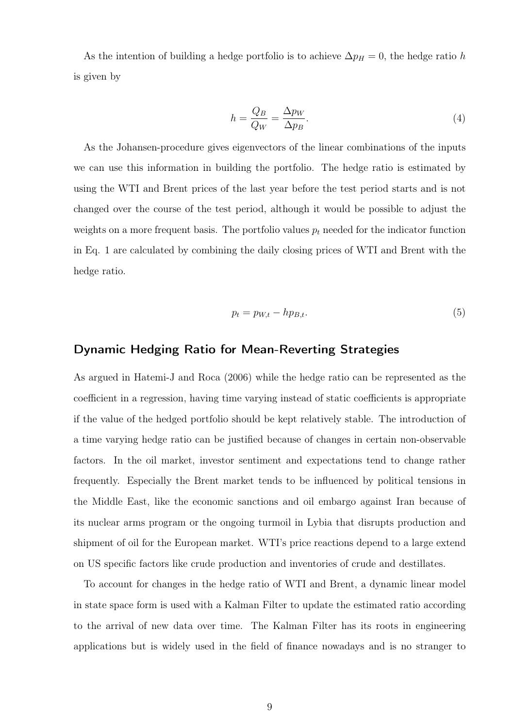As the intention of building a hedge portfolio is to achieve $\Delta p_H = 0$, the hedge ratio $h$ is given by

$$h = \frac{Q_B}{Q_W} = \frac{\Delta p_W}{\Delta p_B}. \tag{4}$$

As the Johansen-procedure gives eigenvectors of the linear combinations of the inputs we can use this information in building the portfolio. The hedge ratio is estimated by using the WTI and Brent prices of the last year before the test period starts and is not changed over the course of the test period, although it would be possible to adjust the weights on a more frequent basis. The portfolio values $p_t$ needed for the indicator function in Eq. 1 are calculated by combining the daily closing prices of WTI and Brent with the hedge ratio.

$$p_t = p_{W,t} - hp_{B,t}. \tag{5}$$

## Dynamic Hedging Ratio for Mean-Reverting Strategies

As argued in Hatemi-J and Roca (2006) while the hedge ratio can be represented as the coefficient in a regression, having time varying instead of static coefficients is appropriate if the value of the hedged portfolio should be kept relatively stable. The introduction of a time varying hedge ratio can be justified because of changes in certain non-observable factors. In the oil market, investor sentiment and expectations tend to change rather frequently. Especially the Brent market tends to be influenced by political tensions in the Middle East, like the economic sanctions and oil embargo against Iran because of its nuclear arms program or the ongoing turmoil in Lybia that disrupts production and shipment of oil for the European market. WTI's price reactions depend to a large extend on US specific factors like crude production and inventories of crude and destillates.

To account for changes in the hedge ratio of WTI and Brent, a dynamic linear model in state space form is used with a Kalman Filter to update the estimated ratio according to the arrival of new data over time. The Kalman Filter has its roots in engineering applications but is widely used in the field of finance nowadays and is no stranger to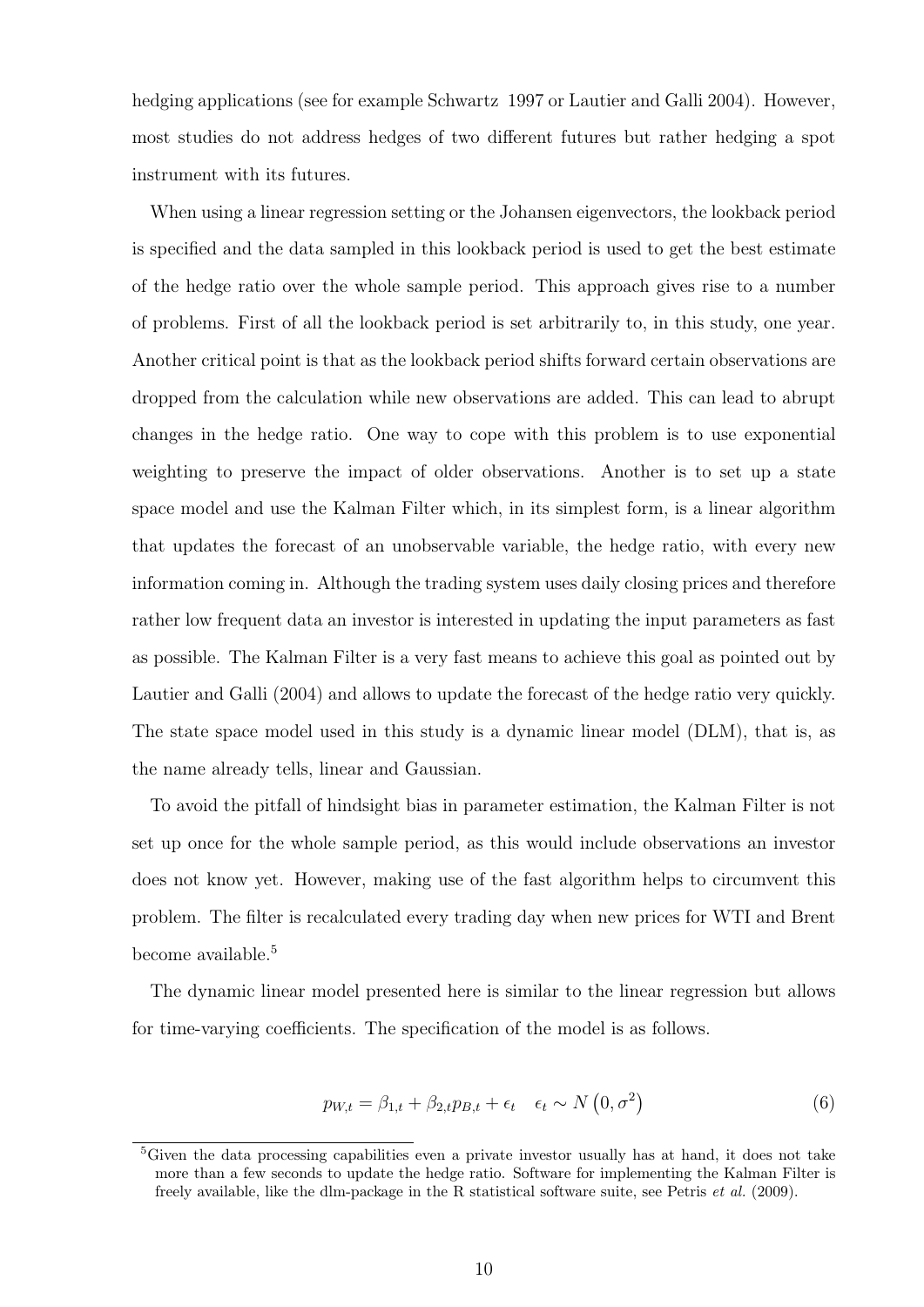hedging applications (see for example Schwartz 1997 or Lautier and Galli 2004). However, most studies do not address hedges of two different futures but rather hedging a spot instrument with its futures.

When using a linear regression setting or the Johansen eigenvectors, the lookback period is specified and the data sampled in this lookback period is used to get the best estimate of the hedge ratio over the whole sample period. This approach gives rise to a number of problems. First of all the lookback period is set arbitrarily to, in this study, one year. Another critical point is that as the lookback period shifts forward certain observations are dropped from the calculation while new observations are added. This can lead to abrupt changes in the hedge ratio. One way to cope with this problem is to use exponential weighting to preserve the impact of older observations. Another is to set up a state space model and use the Kalman Filter which, in its simplest form, is a linear algorithm that updates the forecast of an unobservable variable, the hedge ratio, with every new information coming in. Although the trading system uses daily closing prices and therefore rather low frequent data an investor is interested in updating the input parameters as fast as possible. The Kalman Filter is a very fast means to achieve this goal as pointed out by Lautier and Galli (2004) and allows to update the forecast of the hedge ratio very quickly. The state space model used in this study is a dynamic linear model (DLM), that is, as the name already tells, linear and Gaussian.

To avoid the pitfall of hindsight bias in parameter estimation, the Kalman Filter is not set up once for the whole sample period, as this would include observations an investor does not know yet. However, making use of the fast algorithm helps to circumvent this problem. The filter is recalculated every trading day when new prices for WTI and Brent become available.[5]

The dynamic linear model presented here is similar to the linear regression but allows for time-varying coefficients. The specification of the model is as follows.

$$p_{W,t} = \beta_{1,t} + \beta_{2,t} p_{B,t} + \epsilon_t \quad \epsilon_t \sim N\left(0, \sigma^2\right) \tag{6}$$

[5] Given the data processing capabilities even a private investor usually has at hand, it does not take more than a few seconds to update the hedge ratio. Software for implementing the Kalman Filter is freely available, like the dlm-package in the R statistical software suite, see Petris *et al.* (2009).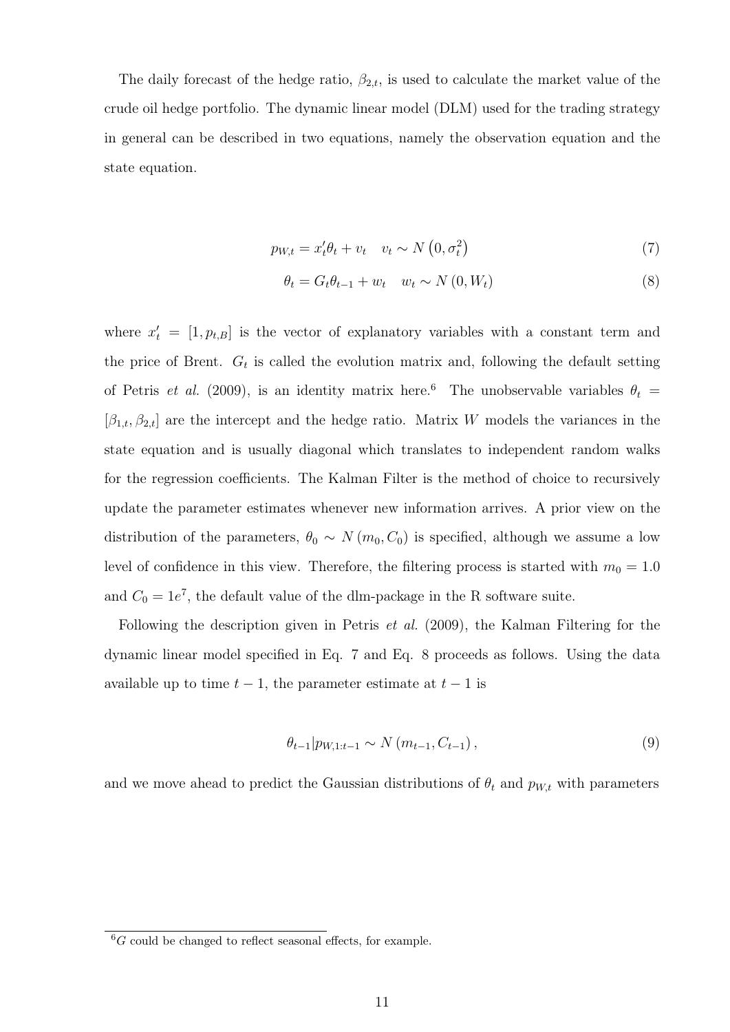The daily forecast of the hedge ratio, $\beta_{2,t}$, is used to calculate the market value of the crude oil hedge portfolio. The dynamic linear model (DLM) used for the trading strategy in general can be described in two equations, namely the observation equation and the state equation.

$$p_{W,t} = x_t'\theta_t + v_t \quad v_t \sim N\left(0, \sigma_t^2\right) \tag{7}$$

$$\theta_t = G_t\theta_{t-1} + w_t \quad w_t \sim N\left(0, W_t\right) \tag{8}$$

where $x_t' = [1, p_{t,B}]$ is the vector of explanatory variables with a constant term and the price of Brent. $G_t$ is called the evolution matrix and, following the default setting of Petris *et al.* (2009), is an identity matrix here.[6] The unobservable variables $\theta_t = [\beta_{1,t}, \beta_{2,t}]$ are the intercept and the hedge ratio. Matrix $W$ models the variances in the state equation and is usually diagonal which translates to independent random walks for the regression coefficients. The Kalman Filter is the method of choice to recursively update the parameter estimates whenever new information arrives. A prior view on the distribution of the parameters, $\theta_0 \sim N(m_0, C_0)$ is specified, although we assume a low level of confidence in this view. Therefore, the filtering process is started with $m_0 = 1.0$ and $C_0 = 1e^7$, the default value of the dlm-package in the R software suite.

Following the description given in Petris *et al.* (2009), the Kalman Filtering for the dynamic linear model specified in Eq. 7 and Eq. 8 proceeds as follows. Using the data available up to time $t-1$, the parameter estimate at $t-1$ is

$$\theta_{t-1}|p_{W,1:t-1} \sim N\left(m_{t-1}, C_{t-1}\right), \tag{9}$$

and we move ahead to predict the Gaussian distributions of $\theta_t$ and $p_{W,t}$ with parameters

[6] $G$ could be changed to reflect seasonal effects, for example.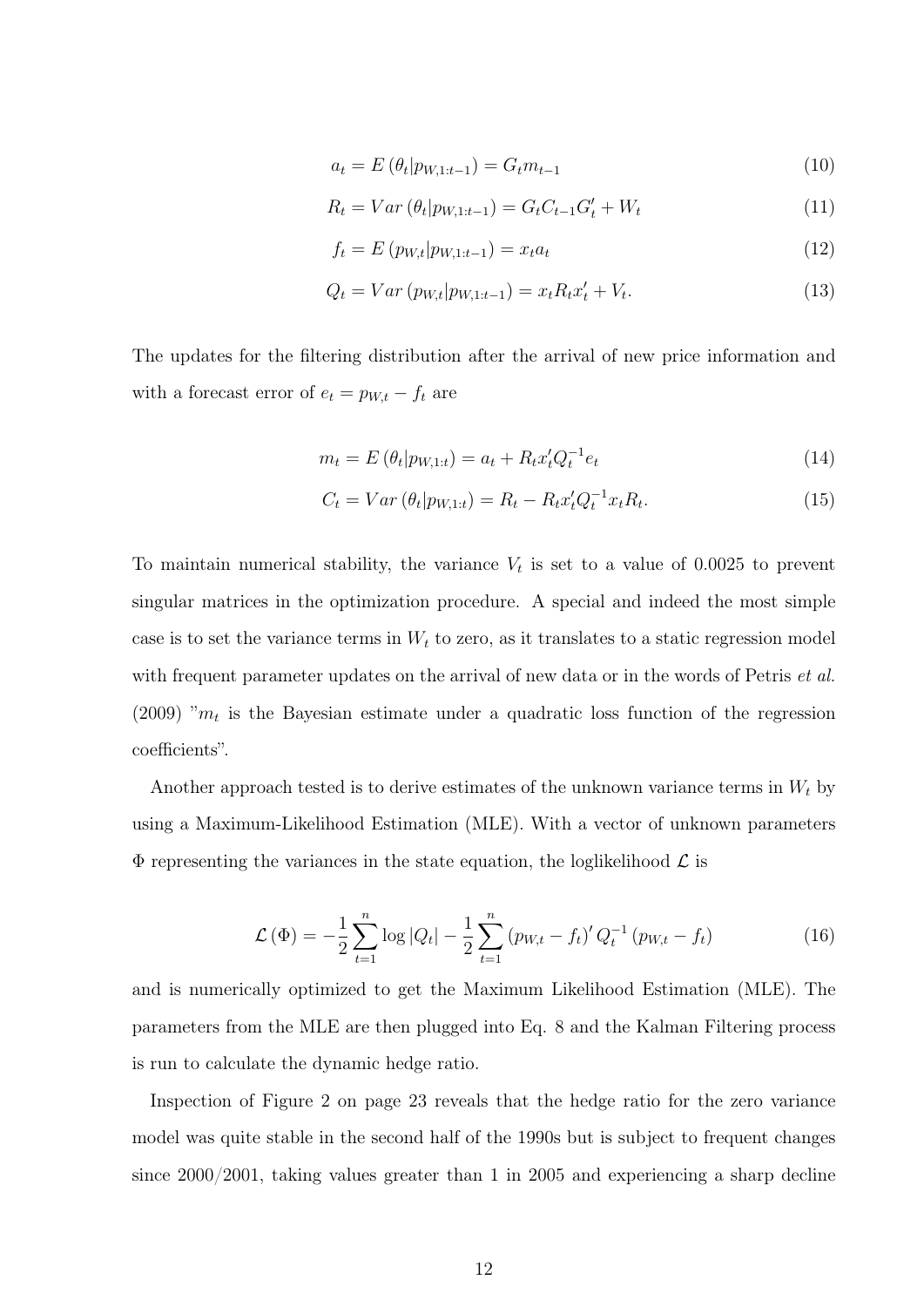$$a_t = E\left(\theta_t | p_{W,1:t-1}\right) = G_t m_{t-1} \tag{10}$$

$$R_t = Var\left(\theta_t | p_{W,1:t-1}\right) = G_t C_{t-1} G_t' + W_t \tag{11}$$

$$f_t = E\left(p_{W,t} | p_{W,1:t-1}\right) = x_t a_t \tag{12}$$

$$Q_t = Var\left(p_{W,t} | p_{W,1:t-1}\right) = x_t R_t x_t' + V_t. \tag{13}$$

The updates for the filtering distribution after the arrival of new price information and with a forecast error of $e_t = p_{W,t} - f_t$ are

$$m_t = E\left(\theta_t | p_{W,1:t}\right) = a_t + R_t x_t' Q_t^{-1} e_t \tag{14}$$

$$C_t = Var\left(\theta_t | p_{W,1:t}\right) = R_t - R_t x_t' Q_t^{-1} x_t R_t. \tag{15}$$

To maintain numerical stability, the variance $V_t$ is set to a value of 0.0025 to prevent singular matrices in the optimization procedure. A special and indeed the most simple case is to set the variance terms in $W_t$ to zero, as it translates to a static regression model with frequent parameter updates on the arrival of new data or in the words of Petris *et al.* (2009) "$m_t$ is the Bayesian estimate under a quadratic loss function of the regression coefficients".

Another approach tested is to derive estimates of the unknown variance terms in $W_t$ by using a Maximum-Likelihood Estimation (MLE). With a vector of unknown parameters $\Phi$ representing the variances in the state equation, the loglikelihood $\mathcal{L}$ is

$$\mathcal{L}\left(\Phi\right) = -\frac{1}{2}\sum_{t=1}^{n} \log|Q_t| - \frac{1}{2}\sum_{t=1}^{n} \left(p_{W,t} - f_t\right)' Q_t^{-1} \left(p_{W,t} - f_t\right) \tag{16}$$

and is numerically optimized to get the Maximum Likelihood Estimation (MLE). The parameters from the MLE are then plugged into Eq. 8 and the Kalman Filtering process is run to calculate the dynamic hedge ratio.

Inspection of Figure 2 on page 23 reveals that the hedge ratio for the zero variance model was quite stable in the second half of the 1990s but is subject to frequent changes since 2000/2001, taking values greater than 1 in 2005 and experiencing a sharp decline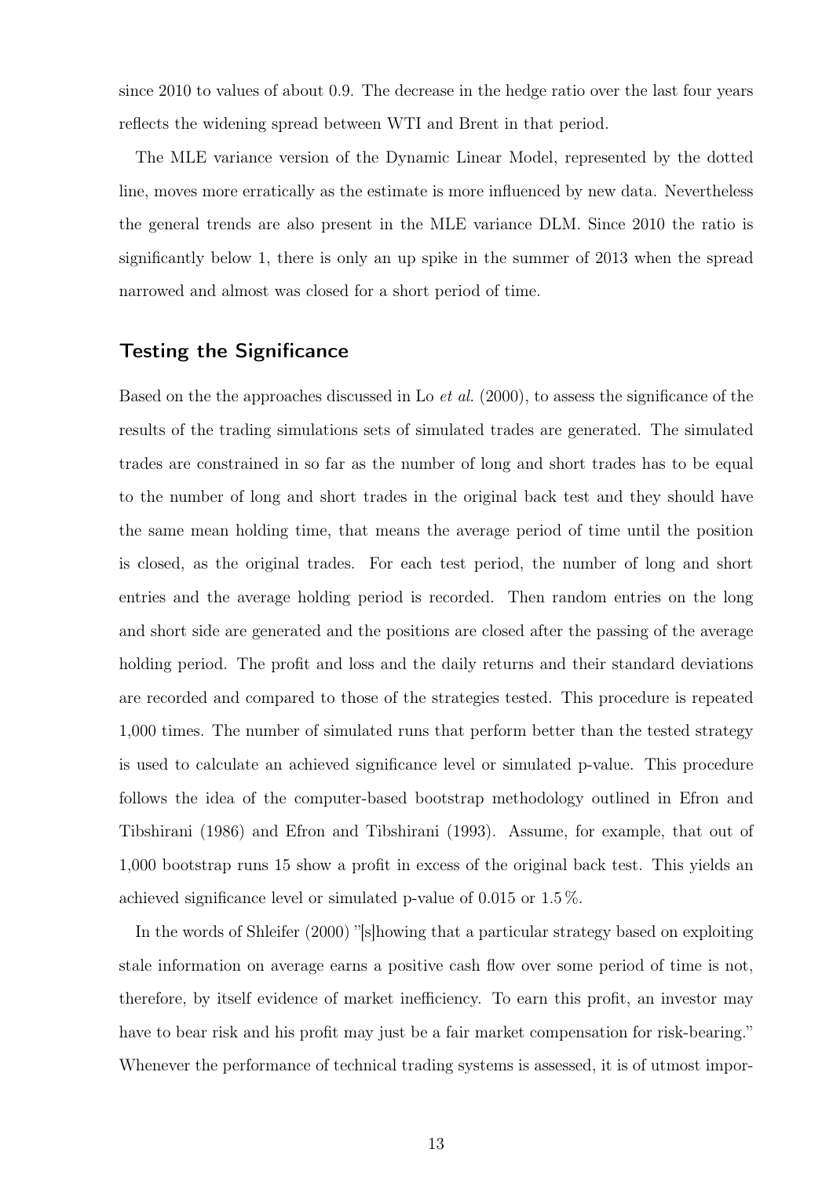since 2010 to values of about 0.9. The decrease in the hedge ratio over the last four years reflects the widening spread between WTI and Brent in that period.

The MLE variance version of the Dynamic Linear Model, represented by the dotted line, moves more erratically as the estimate is more influenced by new data. Nevertheless the general trends are also present in the MLE variance DLM. Since 2010 the ratio is significantly below 1, there is only an up spike in the summer of 2013 when the spread narrowed and almost was closed for a short period of time.

## Testing the Significance

Based on the the approaches discussed in Lo *et al.* (2000), to assess the significance of the results of the trading simulations sets of simulated trades are generated. The simulated trades are constrained in so far as the number of long and short trades has to be equal to the number of long and short trades in the original back test and they should have the same mean holding time, that means the average period of time until the position is closed, as the original trades. For each test period, the number of long and short entries and the average holding period is recorded. Then random entries on the long and short side are generated and the positions are closed after the passing of the average holding period. The profit and loss and the daily returns and their standard deviations are recorded and compared to those of the strategies tested. This procedure is repeated 1,000 times. The number of simulated runs that perform better than the tested strategy is used to calculate an achieved significance level or simulated p-value. This procedure follows the idea of the computer-based bootstrap methodology outlined in Efron and Tibshirani (1986) and Efron and Tibshirani (1993). Assume, for example, that out of 1,000 bootstrap runs 15 show a profit in excess of the original back test. This yields an achieved significance level or simulated p-value of 0.015 or 1.5 %.

In the words of Shleifer (2000) "[s]howing that a particular strategy based on exploiting stale information on average earns a positive cash flow over some period of time is not, therefore, by itself evidence of market inefficiency. To earn this profit, an investor may have to bear risk and his profit may just be a fair market compensation for risk-bearing." Whenever the performance of technical trading systems is assessed, it is of utmost impor-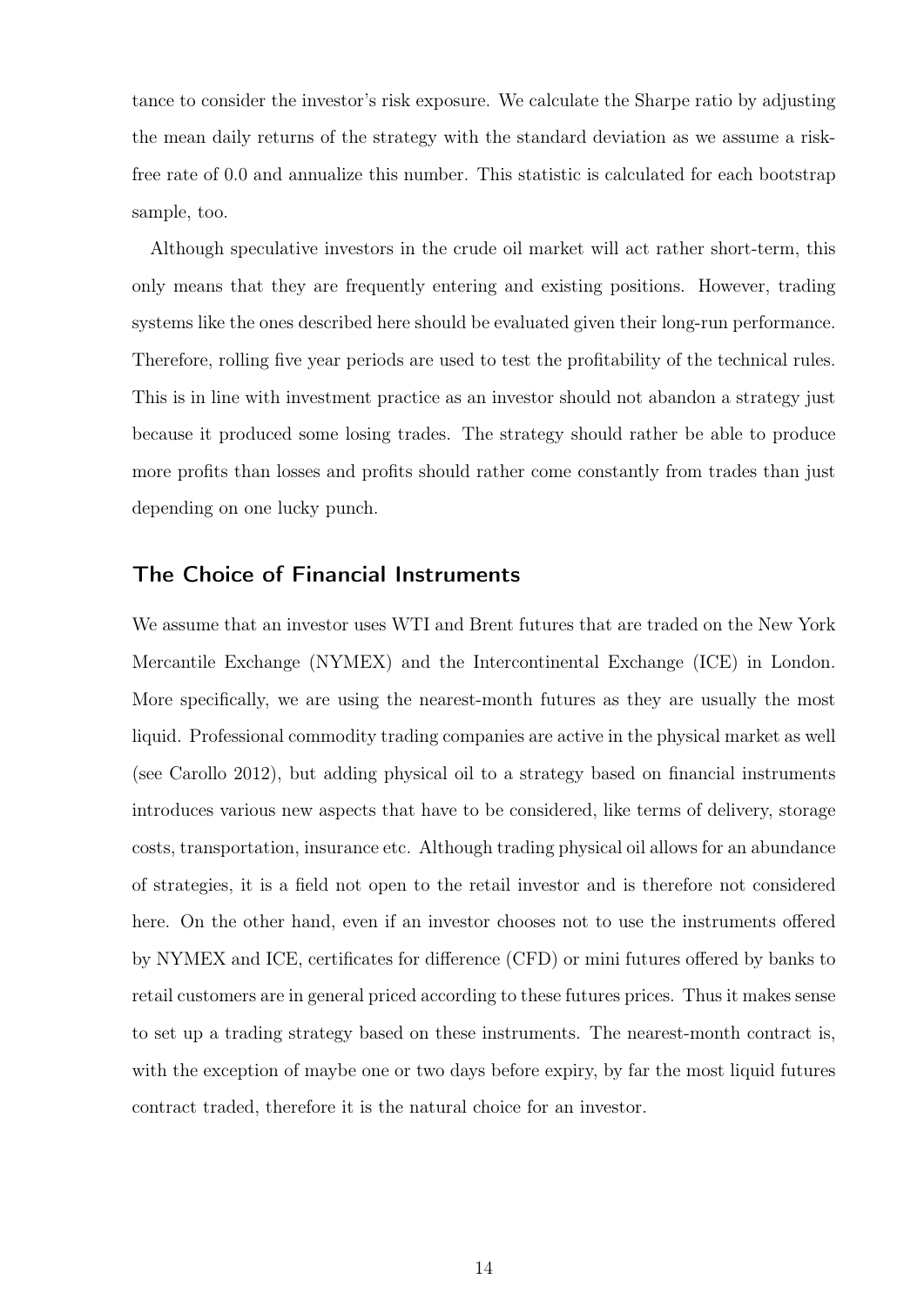tance to consider the investor's risk exposure. We calculate the Sharpe ratio by adjusting the mean daily returns of the strategy with the standard deviation as we assume a risk-free rate of 0.0 and annualize this number. This statistic is calculated for each bootstrap sample, too.

Although speculative investors in the crude oil market will act rather short-term, this only means that they are frequently entering and existing positions. However, trading systems like the ones described here should be evaluated given their long-run performance. Therefore, rolling five year periods are used to test the profitability of the technical rules. This is in line with investment practice as an investor should not abandon a strategy just because it produced some losing trades. The strategy should rather be able to produce more profits than losses and profits should rather come constantly from trades than just depending on one lucky punch.

## The Choice of Financial Instruments

We assume that an investor uses WTI and Brent futures that are traded on the New York Mercantile Exchange (NYMEX) and the Intercontinental Exchange (ICE) in London. More specifically, we are using the nearest-month futures as they are usually the most liquid. Professional commodity trading companies are active in the physical market as well (see Carollo 2012), but adding physical oil to a strategy based on financial instruments introduces various new aspects that have to be considered, like terms of delivery, storage costs, transportation, insurance etc. Although trading physical oil allows for an abundance of strategies, it is a field not open to the retail investor and is therefore not considered here. On the other hand, even if an investor chooses not to use the instruments offered by NYMEX and ICE, certificates for difference (CFD) or mini futures offered by banks to retail customers are in general priced according to these futures prices. Thus it makes sense to set up a trading strategy based on these instruments. The nearest-month contract is, with the exception of maybe one or two days before expiry, by far the most liquid futures contract traded, therefore it is the natural choice for an investor.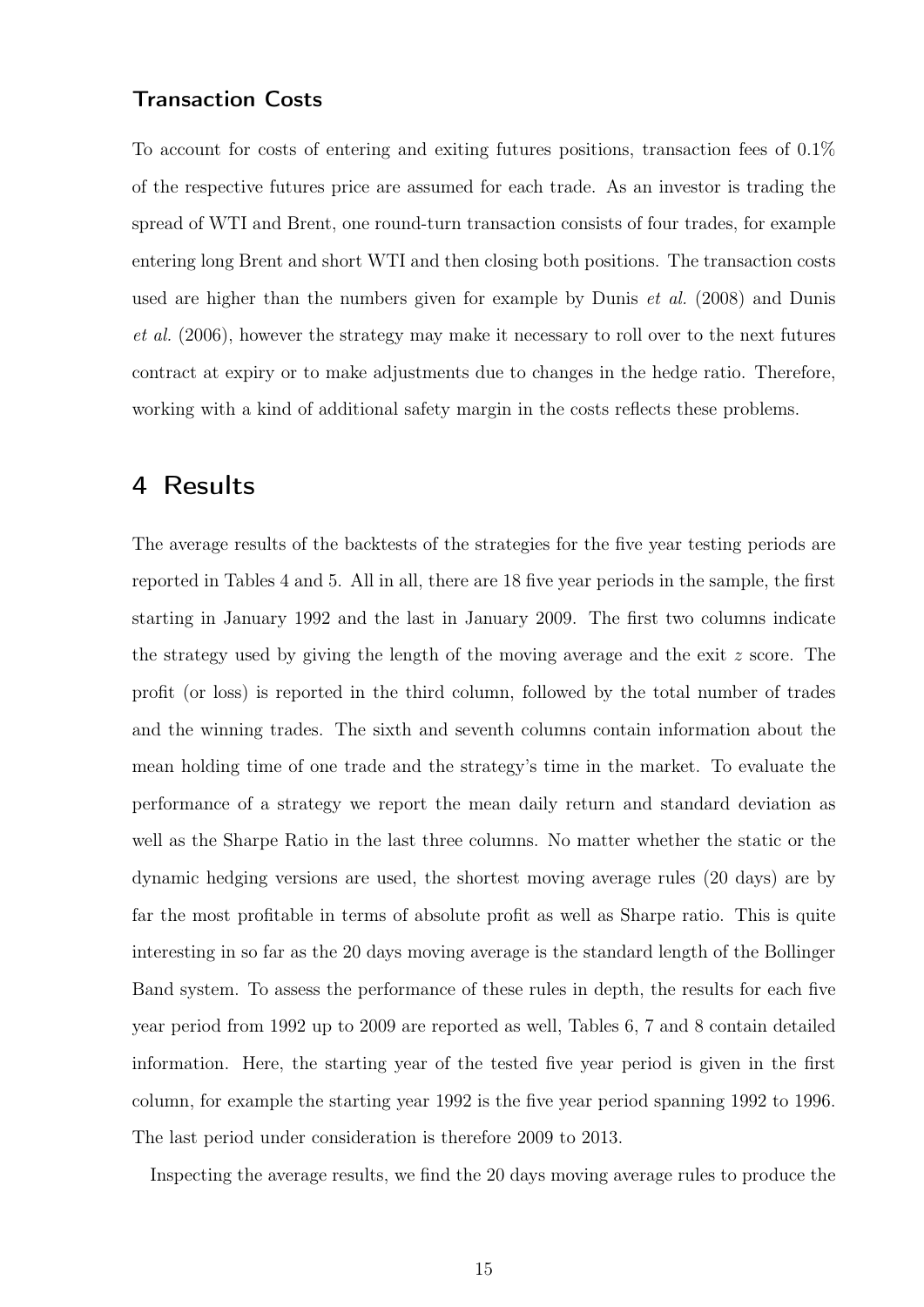### Transaction Costs

To account for costs of entering and exiting futures positions, transaction fees of 0.1% of the respective futures price are assumed for each trade. As an investor is trading the spread of WTI and Brent, one round-turn transaction consists of four trades, for example entering long Brent and short WTI and then closing both positions. The transaction costs used are higher than the numbers given for example by Dunis *et al.* (2008) and Dunis *et al.* (2006), however the strategy may make it necessary to roll over to the next futures contract at expiry or to make adjustments due to changes in the hedge ratio. Therefore, working with a kind of additional safety margin in the costs reflects these problems.

## 4 Results

The average results of the backtests of the strategies for the five year testing periods are reported in Tables 4 and 5. All in all, there are 18 five year periods in the sample, the first starting in January 1992 and the last in January 2009. The first two columns indicate the strategy used by giving the length of the moving average and the exit $z$ score. The profit (or loss) is reported in the third column, followed by the total number of trades and the winning trades. The sixth and seventh columns contain information about the mean holding time of one trade and the strategy's time in the market. To evaluate the performance of a strategy we report the mean daily return and standard deviation as well as the Sharpe Ratio in the last three columns. No matter whether the static or the dynamic hedging versions are used, the shortest moving average rules (20 days) are by far the most profitable in terms of absolute profit as well as Sharpe ratio. This is quite interesting in so far as the 20 days moving average is the standard length of the Bollinger Band system. To assess the performance of these rules in depth, the results for each five year period from 1992 up to 2009 are reported as well, Tables 6, 7 and 8 contain detailed information. Here, the starting year of the tested five year period is given in the first column, for example the starting year 1992 is the five year period spanning 1992 to 1996. The last period under consideration is therefore 2009 to 2013.

Inspecting the average results, we find the 20 days moving average rules to produce the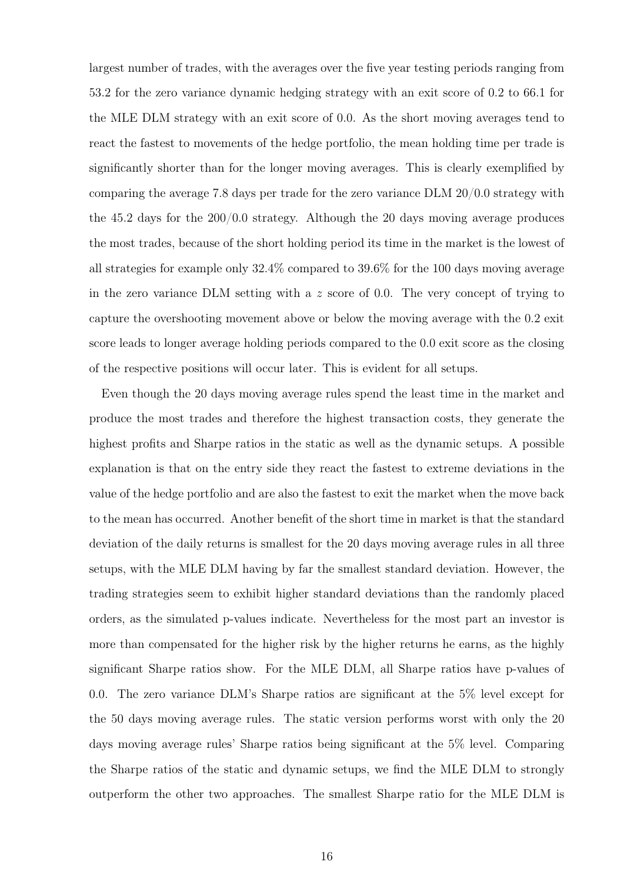largest number of trades, with the averages over the five year testing periods ranging from 53.2 for the zero variance dynamic hedging strategy with an exit score of 0.2 to 66.1 for the MLE DLM strategy with an exit score of 0.0. As the short moving averages tend to react the fastest to movements of the hedge portfolio, the mean holding time per trade is significantly shorter than for the longer moving averages. This is clearly exemplified by comparing the average 7.8 days per trade for the zero variance DLM 20/0.0 strategy with the 45.2 days for the 200/0.0 strategy. Although the 20 days moving average produces the most trades, because of the short holding period its time in the market is the lowest of all strategies for example only 32.4% compared to 39.6% for the 100 days moving average in the zero variance DLM setting with a $z$ score of 0.0. The very concept of trying to capture the overshooting movement above or below the moving average with the 0.2 exit score leads to longer average holding periods compared to the 0.0 exit score as the closing of the respective positions will occur later. This is evident for all setups.

Even though the 20 days moving average rules spend the least time in the market and produce the most trades and therefore the highest transaction costs, they generate the highest profits and Sharpe ratios in the static as well as the dynamic setups. A possible explanation is that on the entry side they react the fastest to extreme deviations in the value of the hedge portfolio and are also the fastest to exit the market when the move back to the mean has occurred. Another benefit of the short time in market is that the standard deviation of the daily returns is smallest for the 20 days moving average rules in all three setups, with the MLE DLM having by far the smallest standard deviation. However, the trading strategies seem to exhibit higher standard deviations than the randomly placed orders, as the simulated p-values indicate. Nevertheless for the most part an investor is more than compensated for the higher risk by the higher returns he earns, as the highly significant Sharpe ratios show. For the MLE DLM, all Sharpe ratios have p-values of 0.0. The zero variance DLM's Sharpe ratios are significant at the 5% level except for the 50 days moving average rules. The static version performs worst with only the 20 days moving average rules' Sharpe ratios being significant at the 5% level. Comparing the Sharpe ratios of the static and dynamic setups, we find the MLE DLM to strongly outperform the other two approaches. The smallest Sharpe ratio for the MLE DLM is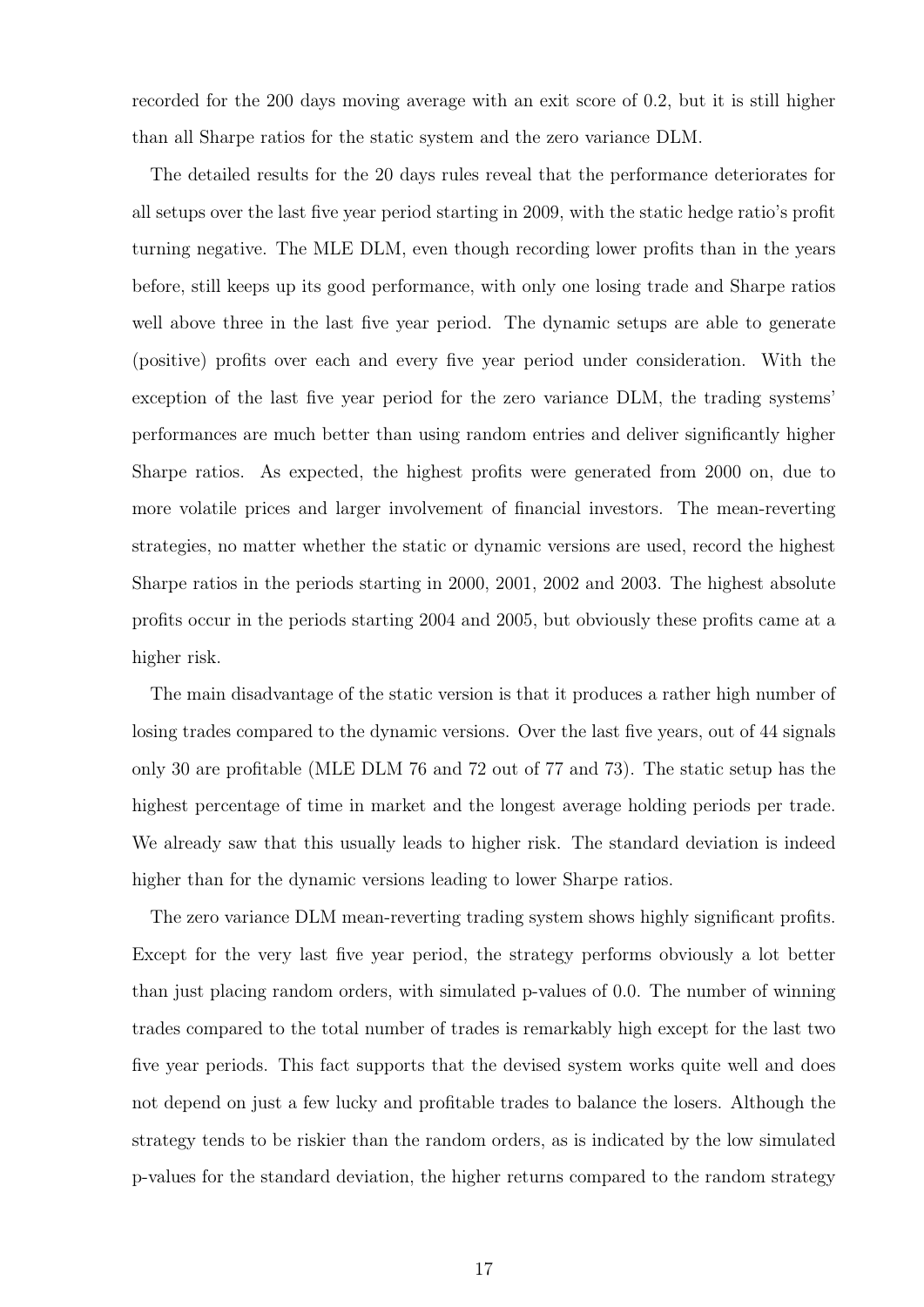recorded for the 200 days moving average with an exit score of 0.2, but it is still higher than all Sharpe ratios for the static system and the zero variance DLM.

The detailed results for the 20 days rules reveal that the performance deteriorates for all setups over the last five year period starting in 2009, with the static hedge ratio's profit turning negative. The MLE DLM, even though recording lower profits than in the years before, still keeps up its good performance, with only one losing trade and Sharpe ratios well above three in the last five year period. The dynamic setups are able to generate (positive) profits over each and every five year period under consideration. With the exception of the last five year period for the zero variance DLM, the trading systems' performances are much better than using random entries and deliver significantly higher Sharpe ratios. As expected, the highest profits were generated from 2000 on, due to more volatile prices and larger involvement of financial investors. The mean-reverting strategies, no matter whether the static or dynamic versions are used, record the highest Sharpe ratios in the periods starting in 2000, 2001, 2002 and 2003. The highest absolute profits occur in the periods starting 2004 and 2005, but obviously these profits came at a higher risk.

The main disadvantage of the static version is that it produces a rather high number of losing trades compared to the dynamic versions. Over the last five years, out of 44 signals only 30 are profitable (MLE DLM 76 and 72 out of 77 and 73). The static setup has the highest percentage of time in market and the longest average holding periods per trade. We already saw that this usually leads to higher risk. The standard deviation is indeed higher than for the dynamic versions leading to lower Sharpe ratios.

The zero variance DLM mean-reverting trading system shows highly significant profits. Except for the very last five year period, the strategy performs obviously a lot better than just placing random orders, with simulated p-values of 0.0. The number of winning trades compared to the total number of trades is remarkably high except for the last two five year periods. This fact supports that the devised system works quite well and does not depend on just a few lucky and profitable trades to balance the losers. Although the strategy tends to be riskier than the random orders, as is indicated by the low simulated p-values for the standard deviation, the higher returns compared to the random strategy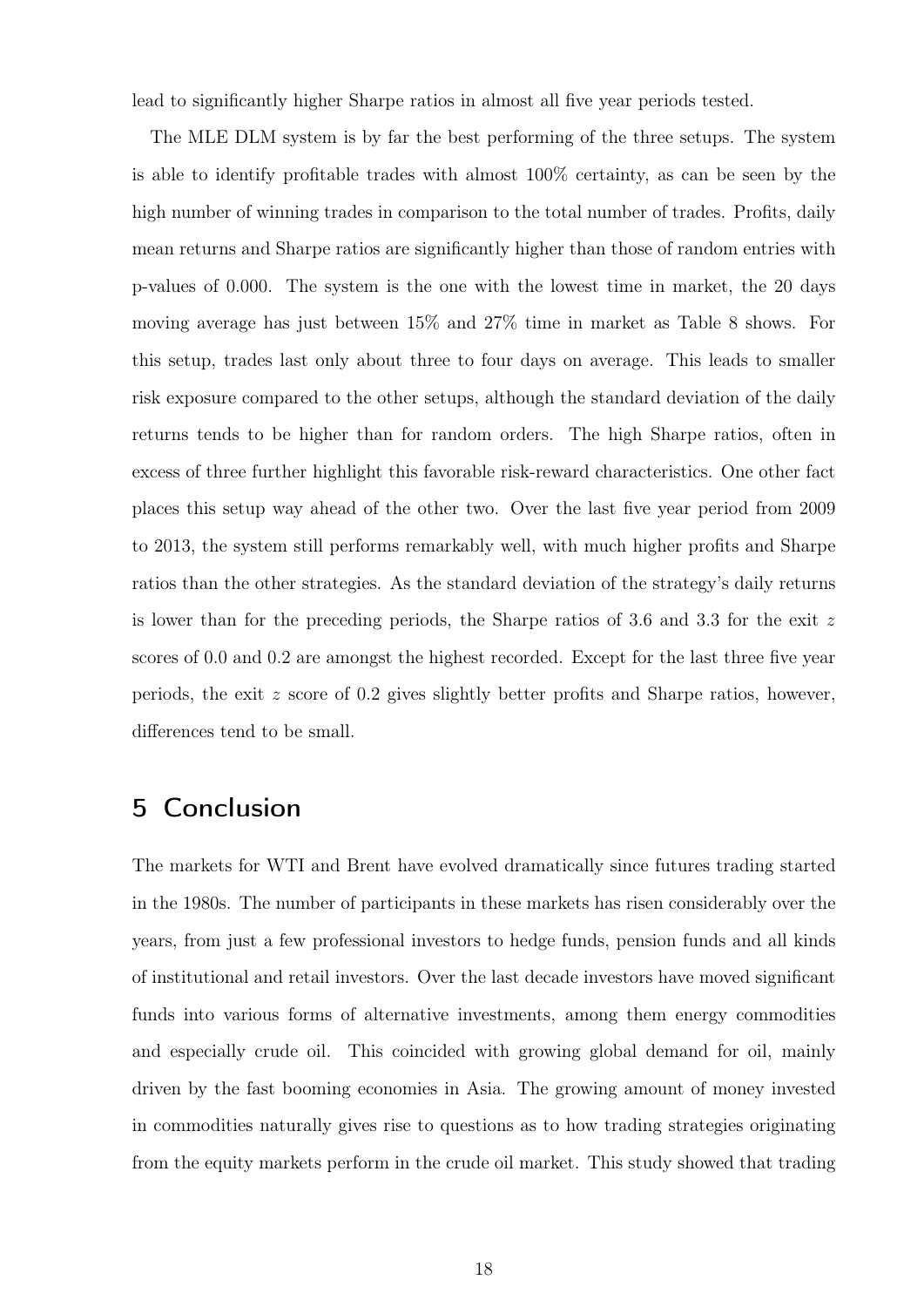lead to significantly higher Sharpe ratios in almost all five year periods tested.

The MLE DLM system is by far the best performing of the three setups. The system is able to identify profitable trades with almost 100% certainty, as can be seen by the high number of winning trades in comparison to the total number of trades. Profits, daily mean returns and Sharpe ratios are significantly higher than those of random entries with p-values of 0.000. The system is the one with the lowest time in market, the 20 days moving average has just between 15% and 27% time in market as Table 8 shows. For this setup, trades last only about three to four days on average. This leads to smaller risk exposure compared to the other setups, although the standard deviation of the daily returns tends to be higher than for random orders. The high Sharpe ratios, often in excess of three further highlight this favorable risk-reward characteristics. One other fact places this setup way ahead of the other two. Over the last five year period from 2009 to 2013, the system still performs remarkably well, with much higher profits and Sharpe ratios than the other strategies. As the standard deviation of the strategy's daily returns is lower than for the preceding periods, the Sharpe ratios of 3.6 and 3.3 for the exit $z$ scores of 0.0 and 0.2 are amongst the highest recorded. Except for the last three five year periods, the exit $z$ score of 0.2 gives slightly better profits and Sharpe ratios, however, differences tend to be small.

# 5 Conclusion

The markets for WTI and Brent have evolved dramatically since futures trading started in the 1980s. The number of participants in these markets has risen considerably over the years, from just a few professional investors to hedge funds, pension funds and all kinds of institutional and retail investors. Over the last decade investors have moved significant funds into various forms of alternative investments, among them energy commodities and especially crude oil. This coincided with growing global demand for oil, mainly driven by the fast booming economies in Asia. The growing amount of money invested in commodities naturally gives rise to questions as to how trading strategies originating from the equity markets perform in the crude oil market. This study showed that trading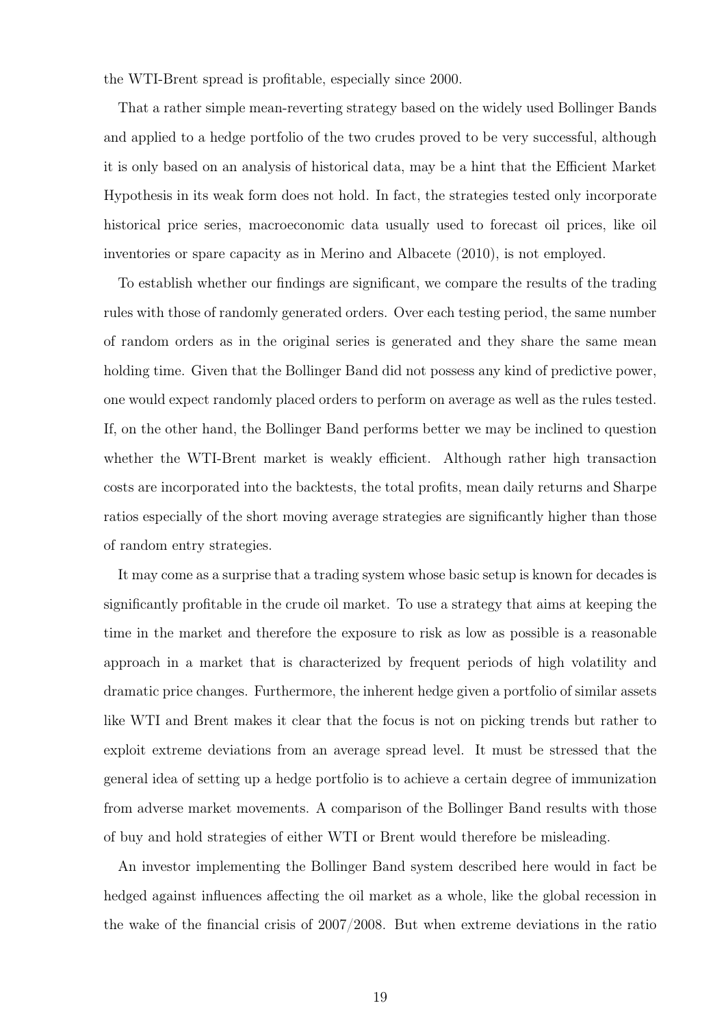the WTI-Brent spread is profitable, especially since 2000.

That a rather simple mean-reverting strategy based on the widely used Bollinger Bands and applied to a hedge portfolio of the two crudes proved to be very successful, although it is only based on an analysis of historical data, may be a hint that the Efficient Market Hypothesis in its weak form does not hold. In fact, the strategies tested only incorporate historical price series, macroeconomic data usually used to forecast oil prices, like oil inventories or spare capacity as in Merino and Albacete (2010), is not employed.

To establish whether our findings are significant, we compare the results of the trading rules with those of randomly generated orders. Over each testing period, the same number of random orders as in the original series is generated and they share the same mean holding time. Given that the Bollinger Band did not possess any kind of predictive power, one would expect randomly placed orders to perform on average as well as the rules tested. If, on the other hand, the Bollinger Band performs better we may be inclined to question whether the WTI-Brent market is weakly efficient. Although rather high transaction costs are incorporated into the backtests, the total profits, mean daily returns and Sharpe ratios especially of the short moving average strategies are significantly higher than those of random entry strategies.

It may come as a surprise that a trading system whose basic setup is known for decades is significantly profitable in the crude oil market. To use a strategy that aims at keeping the time in the market and therefore the exposure to risk as low as possible is a reasonable approach in a market that is characterized by frequent periods of high volatility and dramatic price changes. Furthermore, the inherent hedge given a portfolio of similar assets like WTI and Brent makes it clear that the focus is not on picking trends but rather to exploit extreme deviations from an average spread level. It must be stressed that the general idea of setting up a hedge portfolio is to achieve a certain degree of immunization from adverse market movements. A comparison of the Bollinger Band results with those of buy and hold strategies of either WTI or Brent would therefore be misleading.

An investor implementing the Bollinger Band system described here would in fact be hedged against influences affecting the oil market as a whole, like the global recession in the wake of the financial crisis of 2007/2008. But when extreme deviations in the ratio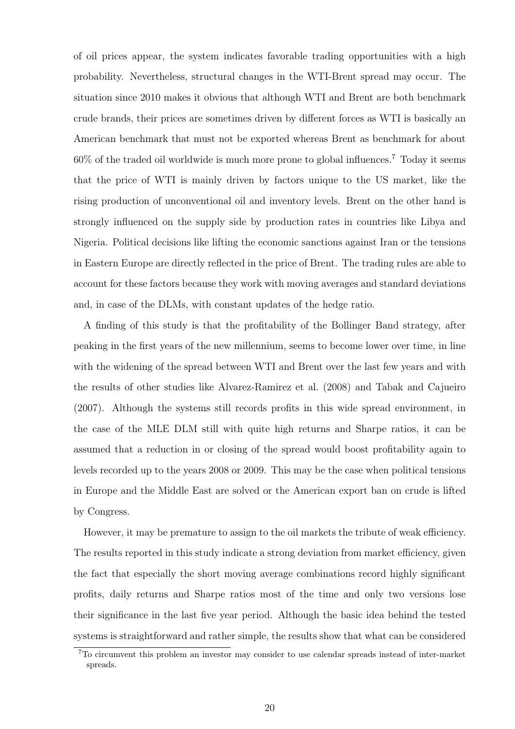of oil prices appear, the system indicates favorable trading opportunities with a high probability. Nevertheless, structural changes in the WTI-Brent spread may occur. The situation since 2010 makes it obvious that although WTI and Brent are both benchmark crude brands, their prices are sometimes driven by different forces as WTI is basically an American benchmark that must not be exported whereas Brent as benchmark for about 60% of the traded oil worldwide is much more prone to global influences.[7] Today it seems that the price of WTI is mainly driven by factors unique to the US market, like the rising production of unconventional oil and inventory levels. Brent on the other hand is strongly influenced on the supply side by production rates in countries like Libya and Nigeria. Political decisions like lifting the economic sanctions against Iran or the tensions in Eastern Europe are directly reflected in the price of Brent. The trading rules are able to account for these factors because they work with moving averages and standard deviations and, in case of the DLMs, with constant updates of the hedge ratio.

A finding of this study is that the profitability of the Bollinger Band strategy, after peaking in the first years of the new millennium, seems to become lower over time, in line with the widening of the spread between WTI and Brent over the last few years and with the results of other studies like Alvarez-Ramirez et al. (2008) and Tabak and Cajueiro (2007). Although the systems still records profits in this wide spread environment, in the case of the MLE DLM still with quite high returns and Sharpe ratios, it can be assumed that a reduction in or closing of the spread would boost profitability again to levels recorded up to the years 2008 or 2009. This may be the case when political tensions in Europe and the Middle East are solved or the American export ban on crude is lifted by Congress.

However, it may be premature to assign to the oil markets the tribute of weak efficiency. The results reported in this study indicate a strong deviation from market efficiency, given the fact that especially the short moving average combinations record highly significant profits, daily returns and Sharpe ratios most of the time and only two versions lose their significance in the last five year period. Although the basic idea behind the tested systems is straightforward and rather simple, the results show that what can be considered

[7] To circumvent this problem an investor may consider to use calendar spreads instead of inter-market spreads.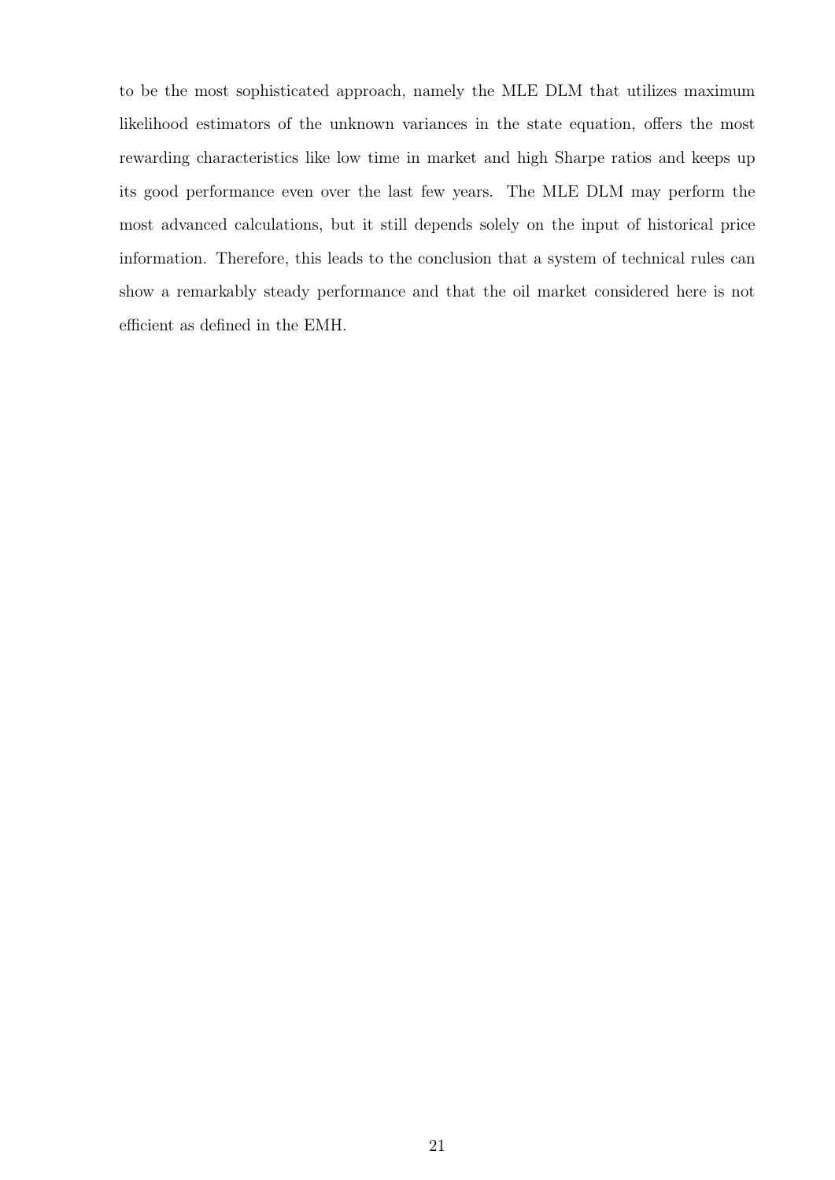to be the most sophisticated approach, namely the MLE DLM that utilizes maximum likelihood estimators of the unknown variances in the state equation, offers the most rewarding characteristics like low time in market and high Sharpe ratios and keeps up its good performance even over the last few years. The MLE DLM may perform the most advanced calculations, but it still depends solely on the input of historical price information. Therefore, this leads to the conclusion that a system of technical rules can show a remarkably steady performance and that the oil market considered here is not efficient as defined in the EMH.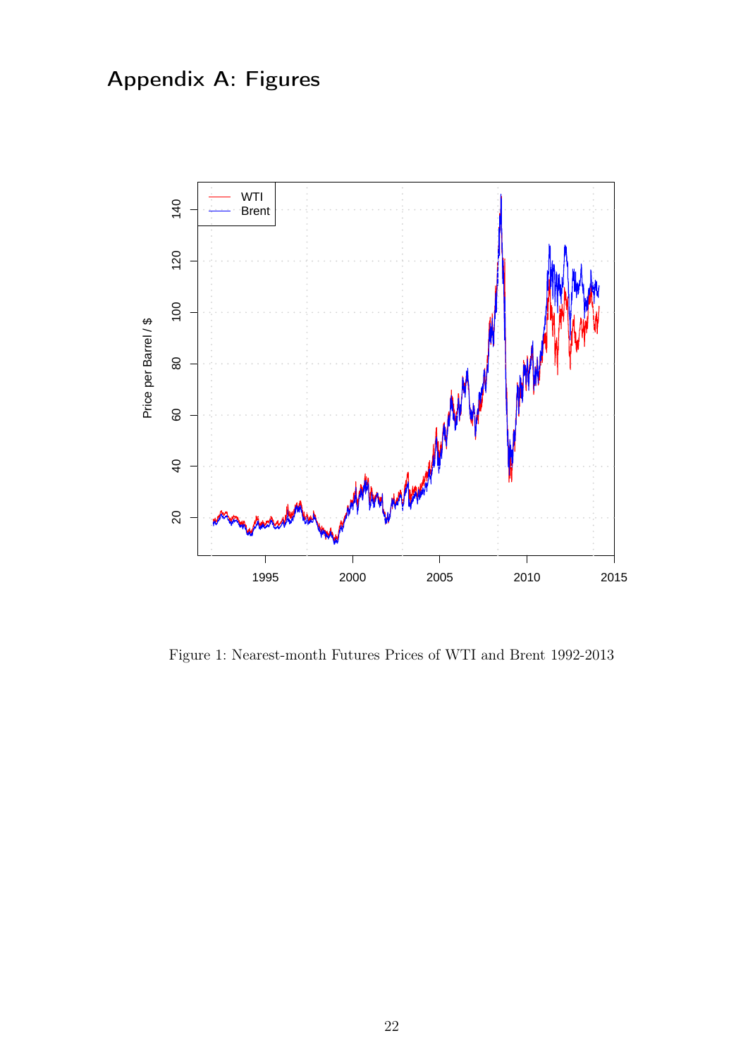# Appendix A: Figures

WTI
Brent

Price per Barrel / $

20
40
60
80
100
120
140

1995
2000
2005
2010
2015

Figure 1: Nearest-month Futures Prices of WTI and Brent 1992-2013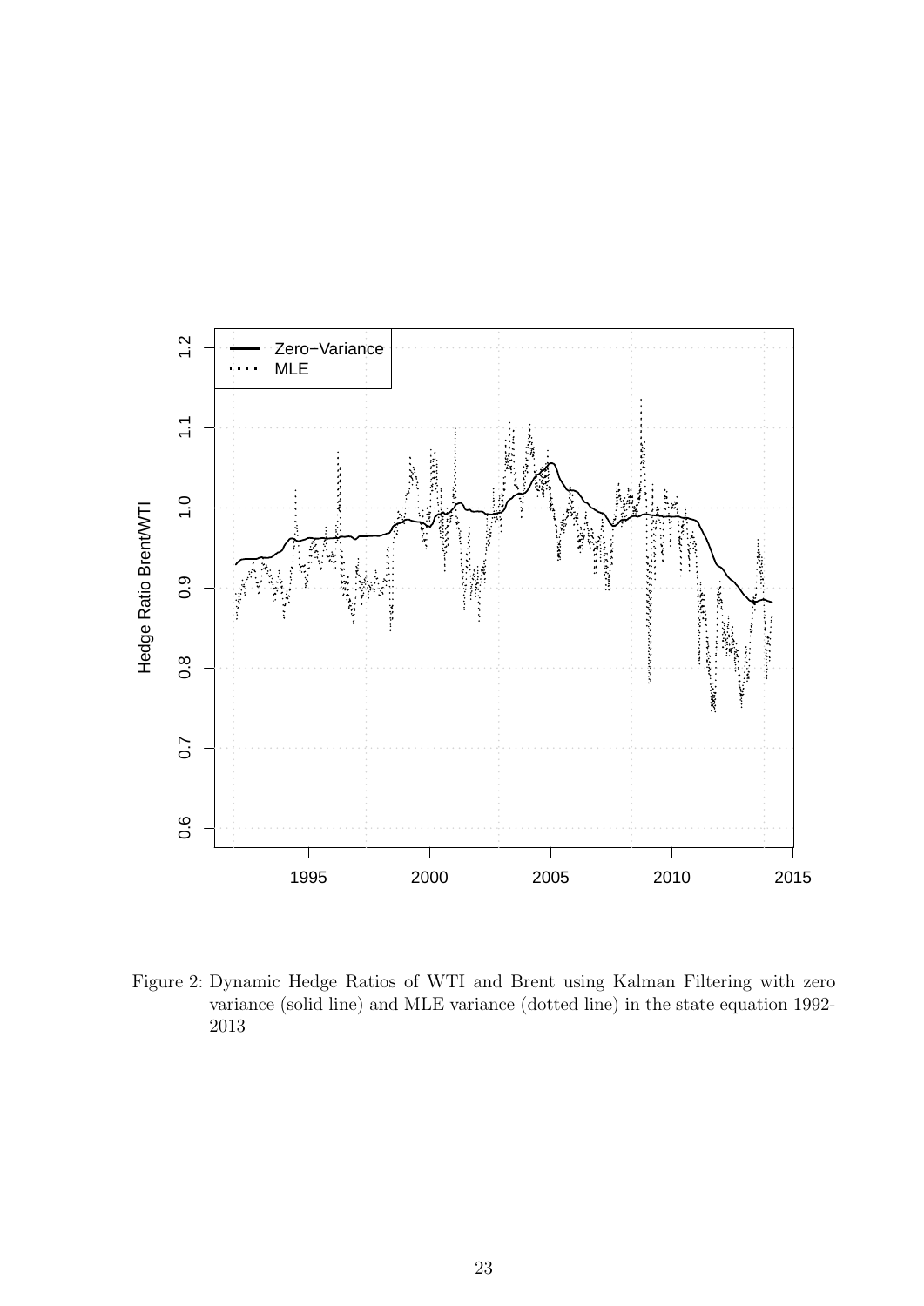Zero−Variance
MLE

Hedge Ratio Brent/WTI

0.6
0.7
0.8
0.9
1.0
1.1
1.2

1995
2000
2005
2010
2015

Figure 2: Dynamic Hedge Ratios of WTI and Brent using Kalman Filtering with zero variance (solid line) and MLE variance (dotted line) in the state equation 1992-2013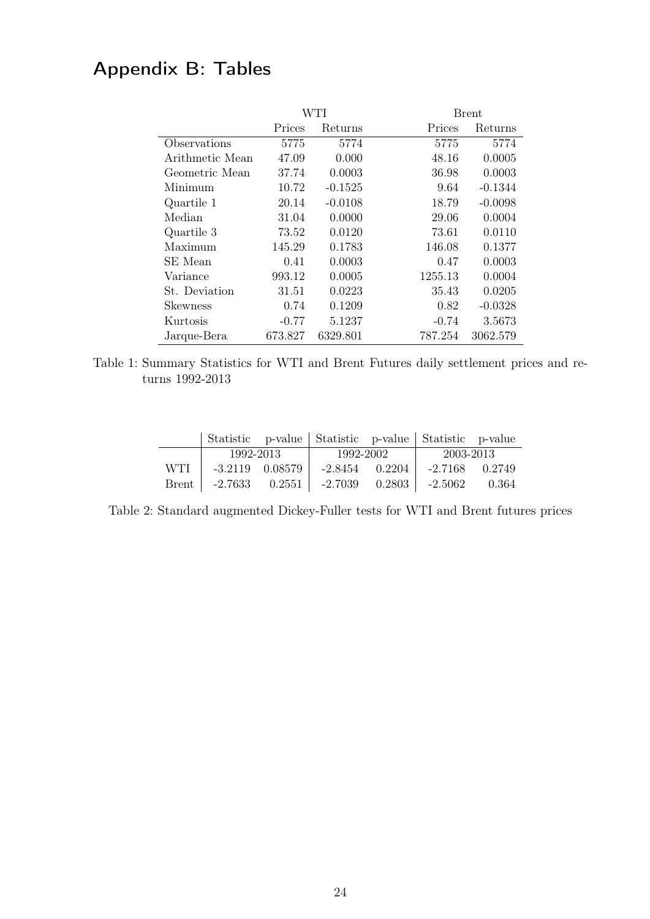# Appendix B: Tables

| | WTI | | Brent | |
|---|---|---|---|---|
| | Prices | Returns | Prices | Returns |
| Observations | 5775 | 5774 | 5775 | 5774 |
| Arithmetic Mean | 47.09 | 0.000 | 48.16 | 0.0005 |
| Geometric Mean | 37.74 | 0.0003 | 36.98 | 0.0003 |
| Minimum | 10.72 | -0.1525 | 9.64 | -0.1344 |
| Quartile 1 | 20.14 | -0.0108 | 18.79 | -0.0098 |
| Median | 31.04 | 0.0000 | 29.06 | 0.0004 |
| Quartile 3 | 73.52 | 0.0120 | 73.61 | 0.0110 |
| Maximum | 145.29 | 0.1783 | 146.08 | 0.1377 |
| SE Mean | 0.41 | 0.0003 | 0.47 | 0.0003 |
| Variance | 993.12 | 0.0005 | 1255.13 | 0.0004 |
| St. Deviation | 31.51 | 0.0223 | 35.43 | 0.0205 |
| Skewness | 0.74 | 0.1209 | 0.82 | -0.0328 |
| Kurtosis | -0.77 | 5.1237 | -0.74 | 3.5673 |
| Jarque-Bera | 673.827 | 6329.801 | 787.254 | 3062.579 |

Table 1: Summary Statistics for WTI and Brent Futures daily settlement prices and returns 1992-2013

| | Statistic | p-value | Statistic | p-value | Statistic | p-value |
|---|---|---|---|---|---|---|
| | 1992-2013 | | 1992-2002 | | 2003-2013 | |
| WTI | -3.2119 | 0.08579 | -2.8454 | 0.2204 | -2.7168 | 0.2749 |
| Brent | -2.7633 | 0.2551 | -2.7039 | 0.2803 | -2.5062 | 0.364 |

Table 2: Standard augmented Dickey-Fuller tests for WTI and Brent futures prices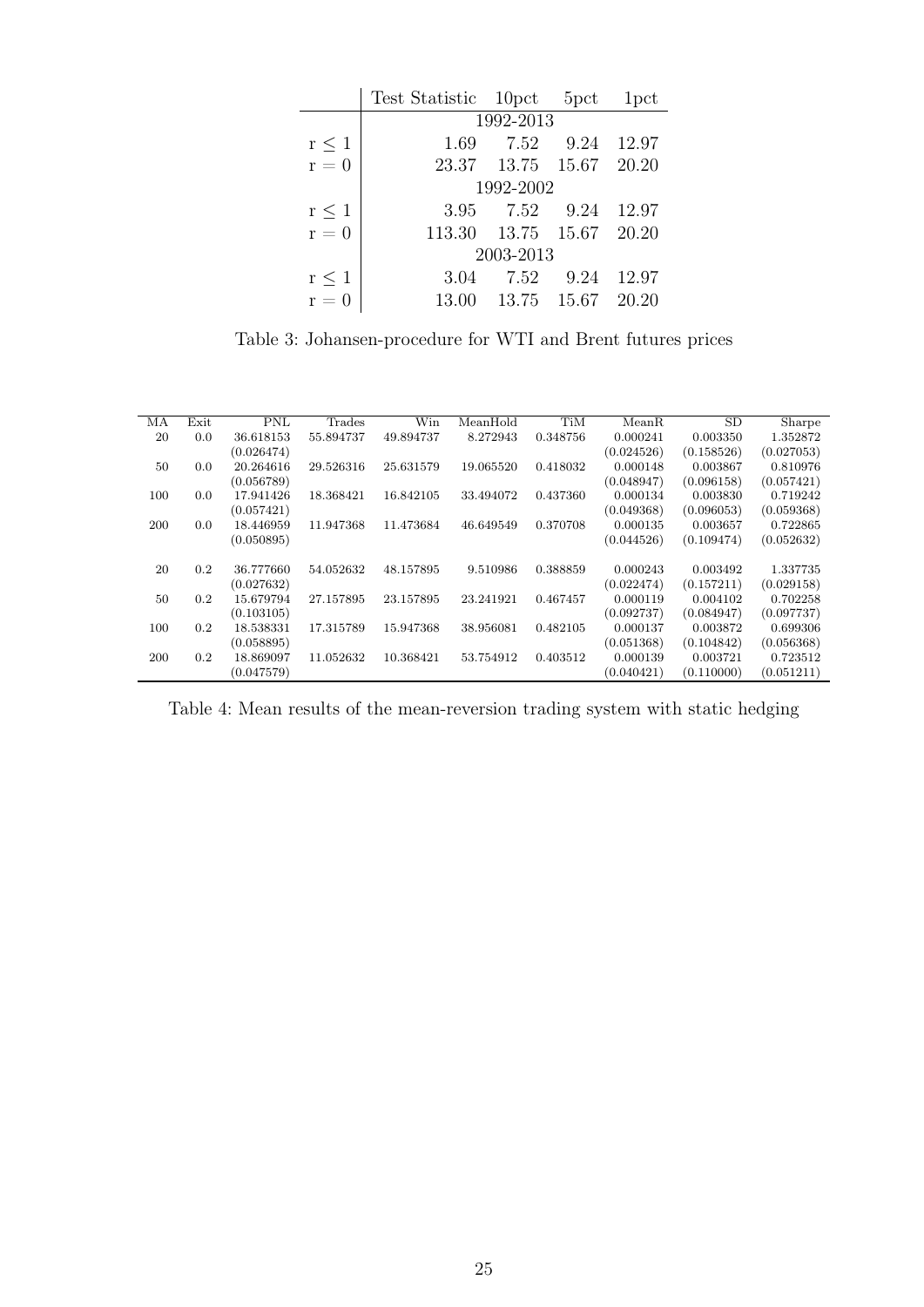| | Test Statistic | 10pct | 5pct | 1pct |
|---|---|---|---|---|
| | 1992-2013 | | | |
| r ≤ 1 | 1.69 | 7.52 | 9.24 | 12.97 |
| r = 0 | 23.37 | 13.75 | 15.67 | 20.20 |
| | 1992-2002 | | | |
| r ≤ 1 | 3.95 | 7.52 | 9.24 | 12.97 |
| r = 0 | 113.30 | 13.75 | 15.67 | 20.20 |
| | 2003-2013 | | | |
| r ≤ 1 | 3.04 | 7.52 | 9.24 | 12.97 |
| r = 0 | 13.00 | 13.75 | 15.67 | 20.20 |

Table 3: Johansen-procedure for WTI and Brent futures prices

| MA | Exit | PNL | Trades | Win | MeanHold | TiM | MeanR | SD | Sharpe |
|---|---|---|---|---|---|---|---|---|---|
| 20 | 0.0 | 36.618153 | 55.894737 | 49.894737 | 8.272943 | 0.348756 | 0.000241 | 0.003350 | 1.352872 |
| | | (0.026474) | | | | | (0.024526) | (0.158526) | (0.027053) |
| 50 | 0.0 | 20.264616 | 29.526316 | 25.631579 | 19.065520 | 0.418032 | 0.000148 | 0.003867 | 0.810976 |
| | | (0.056789) | | | | | (0.048947) | (0.096158) | (0.057421) |
| 100 | 0.0 | 17.941426 | 18.368421 | 16.842105 | 33.494072 | 0.437360 | 0.000134 | 0.003830 | 0.719242 |
| | | (0.057421) | | | | | (0.049368) | (0.096053) | (0.059368) |
| 200 | 0.0 | 18.446959 | 11.947368 | 11.473684 | 46.649549 | 0.370708 | 0.000135 | 0.003657 | 0.722865 |
| | | (0.050895) | | | | | (0.044526) | (0.109474) | (0.052632) |
| 20 | 0.2 | 36.777660 | 54.052632 | 48.157895 | 9.510986 | 0.388859 | 0.000243 | 0.003492 | 1.337735 |
| | | (0.027632) | | | | | (0.022474) | (0.157211) | (0.029158) |
| 50 | 0.2 | 15.679794 | 27.157895 | 23.157895 | 23.241921 | 0.467457 | 0.000119 | 0.004102 | 0.702258 |
| | | (0.103105) | | | | | (0.092737) | (0.084947) | (0.097737) |
| 100 | 0.2 | 18.538331 | 17.315789 | 15.947368 | 38.956081 | 0.482105 | 0.000137 | 0.003872 | 0.699306 |
| | | (0.058895) | | | | | (0.051368) | (0.104842) | (0.056368) |
| 200 | 0.2 | 18.869097 | 11.052632 | 10.368421 | 53.754912 | 0.403512 | 0.000139 | 0.003721 | 0.723512 |
| | | (0.047579) | | | | | (0.040421) | (0.110000) | (0.051211) |

Table 4: Mean results of the mean-reversion trading system with static hedging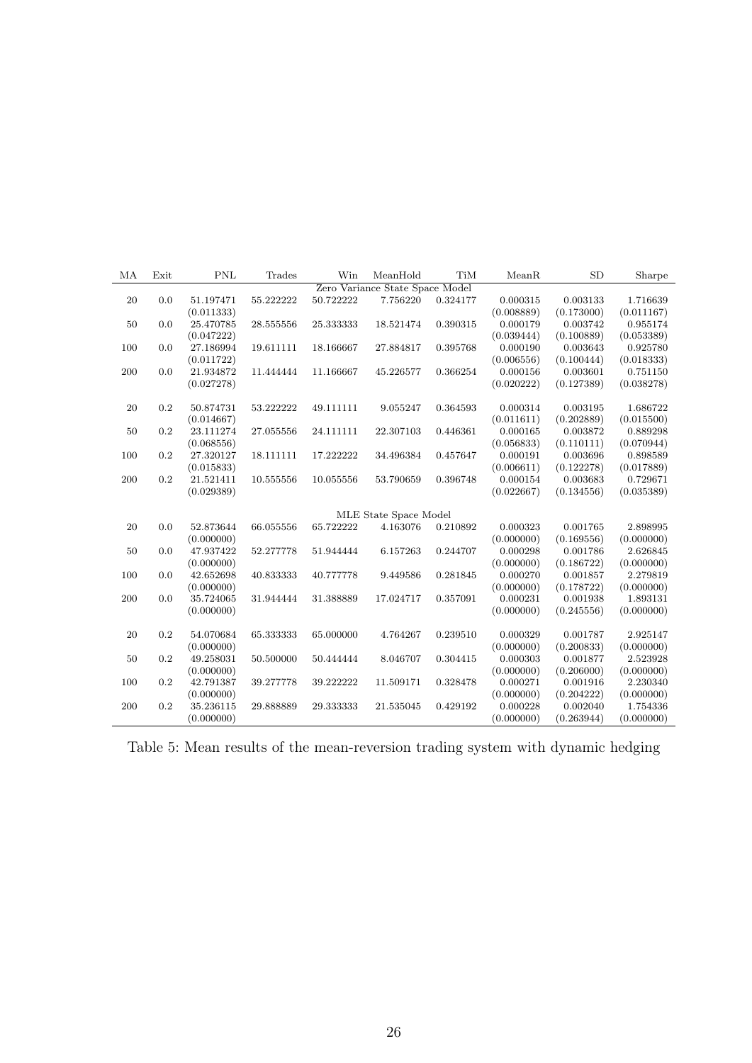| MA | Exit | PNL | Trades | Win | MeanHold | TiM | MeanR | SD | Sharpe |
|---|---|---|---|---|---|---|---|---|---|
| | | | | Zero Variance State Space Model | | | | | |
| 20 | 0.0 | 51.197471 | 55.222222 | 50.722222 | 7.756220 | 0.324177 | 0.000315 | 0.003133 | 1.716639 |
| | | (0.011333) | | | | | (0.008889) | (0.173000) | (0.011167) |
| 50 | 0.0 | 25.470785 | 28.555556 | 25.333333 | 18.521474 | 0.390315 | 0.000179 | 0.003742 | 0.955174 |
| | | (0.047222) | | | | | (0.039444) | (0.100889) | (0.053389) |
| 100 | 0.0 | 27.186994 | 19.611111 | 18.166667 | 27.884817 | 0.395768 | 0.000190 | 0.003643 | 0.925780 |
| | | (0.011722) | | | | | (0.006556) | (0.100444) | (0.018333) |
| 200 | 0.0 | 21.934872 | 11.444444 | 11.166667 | 45.226577 | 0.366254 | 0.000156 | 0.003601 | 0.751150 |
| | | (0.027278) | | | | | (0.020222) | (0.127389) | (0.038278) |
| 20 | 0.2 | 50.874731 | 53.222222 | 49.111111 | 9.055247 | 0.364593 | 0.000314 | 0.003195 | 1.686722 |
| | | (0.014667) | | | | | (0.011611) | (0.202889) | (0.015500) |
| 50 | 0.2 | 23.111274 | 27.055556 | 24.111111 | 22.307103 | 0.446361 | 0.000165 | 0.003872 | 0.889298 |
| | | (0.068556) | | | | | (0.056833) | (0.110111) | (0.070944) |
| 100 | 0.2 | 27.320127 | 18.111111 | 17.222222 | 34.496384 | 0.457647 | 0.000191 | 0.003696 | 0.898589 |
| | | (0.015833) | | | | | (0.006611) | (0.122278) | (0.017889) |
| 200 | 0.2 | 21.521411 | 10.555556 | 10.055556 | 53.790659 | 0.396748 | 0.000154 | 0.003683 | 0.729671 |
| | | (0.029389) | | | | | (0.022667) | (0.134556) | (0.035389) |
| | | | | MLE State Space Model | | | | | |
| 20 | 0.0 | 52.873644 | 66.055556 | 65.722222 | 4.163076 | 0.210892 | 0.000323 | 0.001765 | 2.898995 |
| | | (0.000000) | | | | | (0.000000) | (0.169556) | (0.000000) |
| 50 | 0.0 | 47.937422 | 52.277778 | 51.944444 | 6.157263 | 0.244707 | 0.000298 | 0.001786 | 2.626845 |
| | | (0.000000) | | | | | (0.000000) | (0.186722) | (0.000000) |
| 100 | 0.0 | 42.652698 | 40.833333 | 40.777778 | 9.449586 | 0.281845 | 0.000270 | 0.001857 | 2.279819 |
| | | (0.000000) | | | | | (0.000000) | (0.178722) | (0.000000) |
| 200 | 0.0 | 35.724065 | 31.944444 | 31.388889 | 17.024717 | 0.357091 | 0.000231 | 0.001938 | 1.893131 |
| | | (0.000000) | | | | | (0.000000) | (0.245556) | (0.000000) |
| 20 | 0.2 | 54.070684 | 65.333333 | 65.000000 | 4.764267 | 0.239510 | 0.000329 | 0.001787 | 2.925147 |
| | | (0.000000) | | | | | (0.000000) | (0.200833) | (0.000000) |
| 50 | 0.2 | 49.258031 | 50.500000 | 50.444444 | 8.046707 | 0.304415 | 0.000303 | 0.001877 | 2.523928 |
| | | (0.000000) | | | | | (0.000000) | (0.206000) | (0.000000) |
| 100 | 0.2 | 42.791387 | 39.277778 | 39.222222 | 11.509171 | 0.328478 | 0.000271 | 0.001916 | 2.230340 |
| | | (0.000000) | | | | | (0.000000) | (0.204222) | (0.000000) |
| 200 | 0.2 | 35.236115 | 29.888889 | 29.333333 | 21.535045 | 0.429192 | 0.000228 | 0.002040 | 1.754336 |
| | | (0.000000) | | | | | (0.000000) | (0.263944) | (0.000000) |

Table 5: Mean results of the mean-reversion trading system with dynamic hedging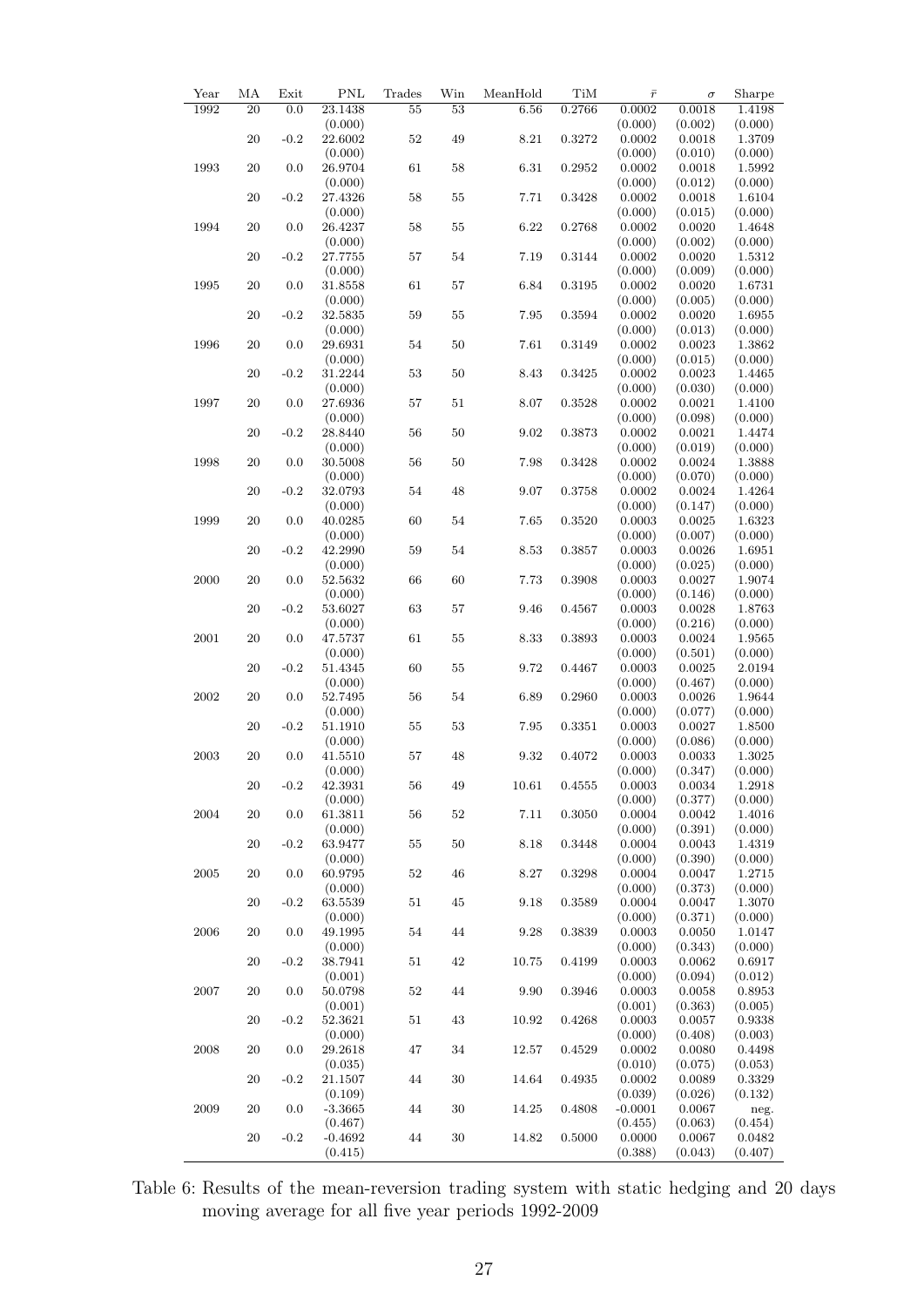| Year | MA | Exit | PNL | Trades | Win | MeanHold | TiM | $\bar{r}$ | $\sigma$ | Sharpe |
|---|---|---|---|---|---|---|---|---|---|---|
| 1992 | 20 | 0.0 | 23.1438 | 55 | 53 | 6.56 | 0.2766 | 0.0002 | 0.0018 | 1.4198 |
| | | | (0.000) | | | | | (0.000) | (0.002) | (0.000) |
| | 20 | -0.2 | 22.6002 | 52 | 49 | 8.21 | 0.3272 | 0.0002 | 0.0018 | 1.3709 |
| | | | (0.000) | | | | | (0.000) | (0.010) | (0.000) |
| 1993 | 20 | 0.0 | 26.9704 | 61 | 58 | 6.31 | 0.2952 | 0.0002 | 0.0018 | 1.5992 |
| | | | (0.000) | | | | | (0.000) | (0.012) | (0.000) |
| | 20 | -0.2 | 27.4326 | 58 | 55 | 7.71 | 0.3428 | 0.0002 | 0.0018 | 1.6104 |
| | | | (0.000) | | | | | (0.000) | (0.015) | (0.000) |
| 1994 | 20 | 0.0 | 26.4237 | 58 | 55 | 6.22 | 0.2768 | 0.0002 | 0.0020 | 1.4648 |
| | | | (0.000) | | | | | (0.000) | (0.002) | (0.000) |
| | 20 | -0.2 | 27.7755 | 57 | 54 | 7.19 | 0.3144 | 0.0002 | 0.0020 | 1.5312 |
| | | | (0.000) | | | | | (0.000) | (0.009) | (0.000) |
| 1995 | 20 | 0.0 | 31.8558 | 61 | 57 | 6.84 | 0.3195 | 0.0002 | 0.0020 | 1.6731 |
| | | | (0.000) | | | | | (0.000) | (0.005) | (0.000) |
| | 20 | -0.2 | 32.5835 | 59 | 55 | 7.95 | 0.3594 | 0.0002 | 0.0020 | 1.6955 |
| | | | (0.000) | | | | | (0.000) | (0.013) | (0.000) |
| 1996 | 20 | 0.0 | 29.6931 | 54 | 50 | 7.61 | 0.3149 | 0.0002 | 0.0023 | 1.3862 |
| | | | (0.000) | | | | | (0.000) | (0.015) | (0.000) |
| | 20 | -0.2 | 31.2244 | 53 | 50 | 8.43 | 0.3425 | 0.0002 | 0.0023 | 1.4465 |
| | | | (0.000) | | | | | (0.000) | (0.030) | (0.000) |
| 1997 | 20 | 0.0 | 27.6936 | 57 | 51 | 8.07 | 0.3528 | 0.0002 | 0.0021 | 1.4100 |
| | | | (0.000) | | | | | (0.000) | (0.098) | (0.000) |
| | 20 | -0.2 | 28.8440 | 56 | 50 | 9.02 | 0.3873 | 0.0002 | 0.0021 | 1.4474 |
| | | | (0.000) | | | | | (0.000) | (0.019) | (0.000) |
| 1998 | 20 | 0.0 | 30.5008 | 56 | 50 | 7.98 | 0.3428 | 0.0002 | 0.0024 | 1.3888 |
| | | | (0.000) | | | | | (0.000) | (0.070) | (0.000) |
| | 20 | -0.2 | 32.0793 | 54 | 48 | 9.07 | 0.3758 | 0.0002 | 0.0024 | 1.4264 |
| | | | (0.000) | | | | | (0.000) | (0.147) | (0.000) |
| 1999 | 20 | 0.0 | 40.0285 | 60 | 54 | 7.65 | 0.3520 | 0.0003 | 0.0025 | 1.6323 |
| | | | (0.000) | | | | | (0.000) | (0.007) | (0.000) |
| | 20 | -0.2 | 42.2990 | 59 | 54 | 8.53 | 0.3857 | 0.0003 | 0.0026 | 1.6951 |
| | | | (0.000) | | | | | (0.000) | (0.025) | (0.000) |
| 2000 | 20 | 0.0 | 52.5632 | 66 | 60 | 7.73 | 0.3908 | 0.0003 | 0.0027 | 1.9074 |
| | | | (0.000) | | | | | (0.000) | (0.146) | (0.000) |
| | 20 | -0.2 | 53.6027 | 63 | 57 | 9.46 | 0.4567 | 0.0003 | 0.0028 | 1.8763 |
| | | | (0.000) | | | | | (0.000) | (0.216) | (0.000) |
| 2001 | 20 | 0.0 | 47.5737 | 61 | 55 | 8.33 | 0.3893 | 0.0003 | 0.0024 | 1.9565 |
| | | | (0.000) | | | | | (0.000) | (0.501) | (0.000) |
| | 20 | -0.2 | 51.4345 | 60 | 55 | 9.72 | 0.4467 | 0.0003 | 0.0025 | 2.0194 |
| | | | (0.000) | | | | | (0.000) | (0.467) | (0.000) |
| 2002 | 20 | 0.0 | 52.7495 | 56 | 54 | 6.89 | 0.2960 | 0.0003 | 0.0026 | 1.9644 |
| | | | (0.000) | | | | | (0.000) | (0.077) | (0.000) |
| | 20 | -0.2 | 51.1910 | 55 | 53 | 7.95 | 0.3351 | 0.0003 | 0.0027 | 1.8500 |
| | | | (0.000) | | | | | (0.000) | (0.086) | (0.000) |
| 2003 | 20 | 0.0 | 41.5510 | 57 | 48 | 9.32 | 0.4072 | 0.0003 | 0.0033 | 1.3025 |
| | | | (0.000) | | | | | (0.000) | (0.347) | (0.000) |
| | 20 | -0.2 | 42.3931 | 56 | 49 | 10.61 | 0.4555 | 0.0003 | 0.0034 | 1.2918 |
| | | | (0.000) | | | | | (0.000) | (0.377) | (0.000) |
| 2004 | 20 | 0.0 | 61.3811 | 56 | 52 | 7.11 | 0.3050 | 0.0004 | 0.0042 | 1.4016 |
| | | | (0.000) | | | | | (0.000) | (0.391) | (0.000) |
| | 20 | -0.2 | 63.9477 | 55 | 50 | 8.18 | 0.3448 | 0.0004 | 0.0043 | 1.4319 |
| | | | (0.000) | | | | | (0.000) | (0.390) | (0.000) |
| 2005 | 20 | 0.0 | 60.9795 | 52 | 46 | 8.27 | 0.3298 | 0.0004 | 0.0047 | 1.2715 |
| | | | (0.000) | | | | | (0.000) | (0.373) | (0.000) |
| | 20 | -0.2 | 63.5539 | 51 | 45 | 9.18 | 0.3589 | 0.0004 | 0.0047 | 1.3070 |
| | | | (0.000) | | | | | (0.000) | (0.371) | (0.000) |
| 2006 | 20 | 0.0 | 49.1995 | 54 | 44 | 9.28 | 0.3839 | 0.0003 | 0.0050 | 1.0147 |
| | | | (0.000) | | | | | (0.000) | (0.343) | (0.000) |
| | 20 | -0.2 | 38.7941 | 51 | 42 | 10.75 | 0.4199 | 0.0003 | 0.0062 | 0.6917 |
| | | | (0.001) | | | | | (0.000) | (0.094) | (0.012) |
| 2007 | 20 | 0.0 | 50.0798 | 52 | 44 | 9.90 | 0.3946 | 0.0003 | 0.0058 | 0.8953 |
| | | | (0.001) | | | | | (0.001) | (0.363) | (0.005) |
| | 20 | -0.2 | 52.3621 | 51 | 43 | 10.92 | 0.4268 | 0.0003 | 0.0057 | 0.9338 |
| | | | (0.000) | | | | | (0.000) | (0.408) | (0.003) |
| 2008 | 20 | 0.0 | 29.2618 | 47 | 34 | 12.57 | 0.4529 | 0.0002 | 0.0080 | 0.4498 |
| | | | (0.035) | | | | | (0.010) | (0.075) | (0.053) |
| | 20 | -0.2 | 21.1507 | 44 | 30 | 14.64 | 0.4935 | 0.0002 | 0.0089 | 0.3329 |
| | | | (0.109) | | | | | (0.039) | (0.026) | (0.132) |
| 2009 | 20 | 0.0 | -3.3665 | 44 | 30 | 14.25 | 0.4808 | -0.0001 | 0.0067 | neg. |
| | | | (0.467) | | | | | (0.455) | (0.063) | (0.454) |
| | 20 | -0.2 | -0.4692 | 44 | 30 | 14.82 | 0.5000 | 0.0000 | 0.0067 | 0.0482 |
| | | | (0.415) | | | | | (0.388) | (0.043) | (0.407) |

Table 6: Results of the mean-reversion trading system with static hedging and 20 days moving average for all five year periods 1992-2009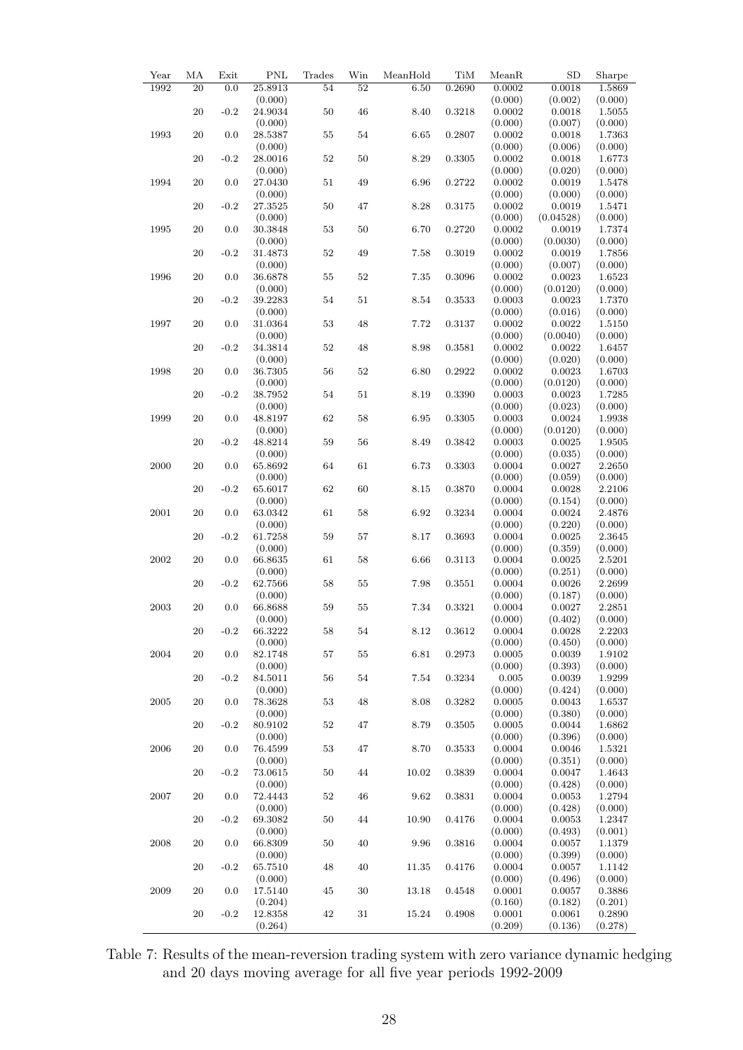| Year | MA | Exit | PNL | Trades | Win | MeanHold | TiM | MeanR | SD | Sharpe |
|---|---|---|---|---|---|---|---|---|---|---|
| 1992 | 20 | 0.0 | 25.8913 | 54 | 52 | 6.50 | 0.2690 | 0.0002 | 0.0018 | 1.5869 |
| | | | (0.000) | | | | | (0.000) | (0.002) | (0.000) |
| | 20 | -0.2 | 24.9034 | 50 | 46 | 8.40 | 0.3218 | 0.0002 | 0.0018 | 1.5055 |
| | | | (0.000) | | | | | (0.000) | (0.007) | (0.000) |
| 1993 | 20 | 0.0 | 28.5387 | 55 | 54 | 6.65 | 0.2807 | 0.0002 | 0.0018 | 1.7363 |
| | | | (0.000) | | | | | (0.000) | (0.006) | (0.000) |
| | 20 | -0.2 | 28.0016 | 52 | 50 | 8.29 | 0.3305 | 0.0002 | 0.0018 | 1.6773 |
| | | | (0.000) | | | | | (0.000) | (0.020) | (0.000) |
| 1994 | 20 | 0.0 | 27.0430 | 51 | 49 | 6.96 | 0.2722 | 0.0002 | 0.0019 | 1.5478 |
| | | | (0.000) | | | | | (0.000) | (0.000) | (0.000) |
| | 20 | -0.2 | 27.3525 | 50 | 47 | 8.28 | 0.3175 | 0.0002 | 0.0019 | 1.5471 |
| | | | (0.000) | | | | | (0.000) | (0.04528) | (0.000) |
| 1995 | 20 | 0.0 | 30.3848 | 53 | 50 | 6.70 | 0.2720 | 0.0002 | 0.0019 | 1.7374 |
| | | | (0.000) | | | | | (0.000) | (0.0030) | (0.000) |
| | 20 | -0.2 | 31.4873 | 52 | 49 | 7.58 | 0.3019 | 0.0002 | 0.0019 | 1.7856 |
| | | | (0.000) | | | | | (0.000) | (0.007) | (0.000) |
| 1996 | 20 | 0.0 | 36.6878 | 55 | 52 | 7.35 | 0.3096 | 0.0002 | 0.0023 | 1.6523 |
| | | | (0.000) | | | | | (0.000) | (0.0120) | (0.000) |
| | 20 | -0.2 | 39.2283 | 54 | 51 | 8.54 | 0.3533 | 0.0003 | 0.0023 | 1.7370 |
| | | | (0.000) | | | | | (0.000) | (0.016) | (0.000) |
| 1997 | 20 | 0.0 | 31.0364 | 53 | 48 | 7.72 | 0.3137 | 0.0002 | 0.0022 | 1.5150 |
| | | | (0.000) | | | | | (0.000) | (0.0040) | (0.000) |
| | 20 | -0.2 | 34.3814 | 52 | 48 | 8.98 | 0.3581 | 0.0002 | 0.0022 | 1.6457 |
| | | | (0.000) | | | | | (0.000) | (0.020) | (0.000) |
| 1998 | 20 | 0.0 | 36.7305 | 56 | 52 | 6.80 | 0.2922 | 0.0002 | 0.0023 | 1.6703 |
| | | | (0.000) | | | | | (0.000) | (0.0120) | (0.000) |
| | 20 | -0.2 | 38.7952 | 54 | 51 | 8.19 | 0.3390 | 0.0003 | 0.0023 | 1.7285 |
| | | | (0.000) | | | | | (0.000) | (0.023) | (0.000) |
| 1999 | 20 | 0.0 | 48.8197 | 62 | 58 | 6.95 | 0.3305 | 0.0003 | 0.0024 | 1.9938 |
| | | | (0.000) | | | | | (0.000) | (0.0120) | (0.000) |
| | 20 | -0.2 | 48.8214 | 59 | 56 | 8.49 | 0.3842 | 0.0003 | 0.0025 | 1.9505 |
| | | | (0.000) | | | | | (0.000) | (0.035) | (0.000) |
| 2000 | 20 | 0.0 | 65.8692 | 64 | 61 | 6.73 | 0.3303 | 0.0004 | 0.0027 | 2.2650 |
| | | | (0.000) | | | | | (0.000) | (0.059) | (0.000) |
| | 20 | -0.2 | 65.6017 | 62 | 60 | 8.15 | 0.3870 | 0.0004 | 0.0028 | 2.2106 |
| | | | (0.000) | | | | | (0.000) | (0.154) | (0.000) |
| 2001 | 20 | 0.0 | 63.0342 | 61 | 58 | 6.92 | 0.3234 | 0.0004 | 0.0024 | 2.4876 |
| | | | (0.000) | | | | | (0.000) | (0.220) | (0.000) |
| | 20 | -0.2 | 61.7258 | 59 | 57 | 8.17 | 0.3693 | 0.0004 | 0.0025 | 2.3645 |
| | | | (0.000) | | | | | (0.000) | (0.359) | (0.000) |
| 2002 | 20 | 0.0 | 66.8635 | 61 | 58 | 6.66 | 0.3113 | 0.0004 | 0.0025 | 2.5201 |
| | | | (0.000) | | | | | (0.000) | (0.251) | (0.000) |
| | 20 | -0.2 | 62.7566 | 58 | 55 | 7.98 | 0.3551 | 0.0004 | 0.0026 | 2.2699 |
| | | | (0.000) | | | | | (0.000) | (0.187) | (0.000) |
| 2003 | 20 | 0.0 | 66.8688 | 59 | 55 | 7.34 | 0.3321 | 0.0004 | 0.0027 | 2.2851 |
| | | | (0.000) | | | | | (0.000) | (0.402) | (0.000) |
| | 20 | -0.2 | 66.3222 | 58 | 54 | 8.12 | 0.3612 | 0.0004 | 0.0028 | 2.2203 |
| | | | (0.000) | | | | | (0.000) | (0.450) | (0.000) |
| 2004 | 20 | 0.0 | 82.1748 | 57 | 55 | 6.81 | 0.2973 | 0.0005 | 0.0039 | 1.9102 |
| | | | (0.000) | | | | | (0.000) | (0.393) | (0.000) |
| | 20 | -0.2 | 84.5011 | 56 | 54 | 7.54 | 0.3234 | 0.005 | 0.0039 | 1.9299 |
| | | | (0.000) | | | | | (0.000) | (0.424) | (0.000) |
| 2005 | 20 | 0.0 | 78.3628 | 53 | 48 | 8.08 | 0.3282 | 0.0005 | 0.0043 | 1.6537 |
| | | | (0.000) | | | | | (0.000) | (0.380) | (0.000) |
| | 20 | -0.2 | 80.9102 | 52 | 47 | 8.79 | 0.3505 | 0.0005 | 0.0044 | 1.6862 |
| | | | (0.000) | | | | | (0.000) | (0.396) | (0.000) |
| 2006 | 20 | 0.0 | 76.4599 | 53 | 47 | 8.70 | 0.3533 | 0.0004 | 0.0046 | 1.5321 |
| | | | (0.000) | | | | | (0.000) | (0.351) | (0.000) |
| | 20 | -0.2 | 73.0615 | 50 | 44 | 10.02 | 0.3839 | 0.0004 | 0.0047 | 1.4643 |
| | | | (0.000) | | | | | (0.000) | (0.428) | (0.000) |
| 2007 | 20 | 0.0 | 72.4443 | 52 | 46 | 9.62 | 0.3831 | 0.0004 | 0.0053 | 1.2794 |
| | | | (0.000) | | | | | (0.000) | (0.428) | (0.000) |
| | 20 | -0.2 | 69.3082 | 50 | 44 | 10.90 | 0.4176 | 0.0004 | 0.0053 | 1.2347 |
| | | | (0.000) | | | | | (0.000) | (0.493) | (0.001) |
| 2008 | 20 | 0.0 | 66.8309 | 50 | 40 | 9.96 | 0.3816 | 0.0004 | 0.0057 | 1.1379 |
| | | | (0.000) | | | | | (0.000) | (0.399) | (0.000) |
| | 20 | -0.2 | 65.7510 | 48 | 40 | 11.35 | 0.4176 | 0.0004 | 0.0057 | 1.1142 |
| | | | (0.000) | | | | | (0.000) | (0.496) | (0.000) |
| 2009 | 20 | 0.0 | 17.5140 | 45 | 30 | 13.18 | 0.4548 | 0.0001 | 0.0057 | 0.3886 |
| | | | (0.204) | | | | | (0.160) | (0.182) | (0.201) |
| | 20 | -0.2 | 12.8358 | 42 | 31 | 15.24 | 0.4908 | 0.0001 | 0.0061 | 0.2890 |
| | | | (0.264) | | | | | (0.209) | (0.136) | (0.278) |

Table 7: Results of the mean-reversion trading system with zero variance dynamic hedging and 20 days moving average for all five year periods 1992-2009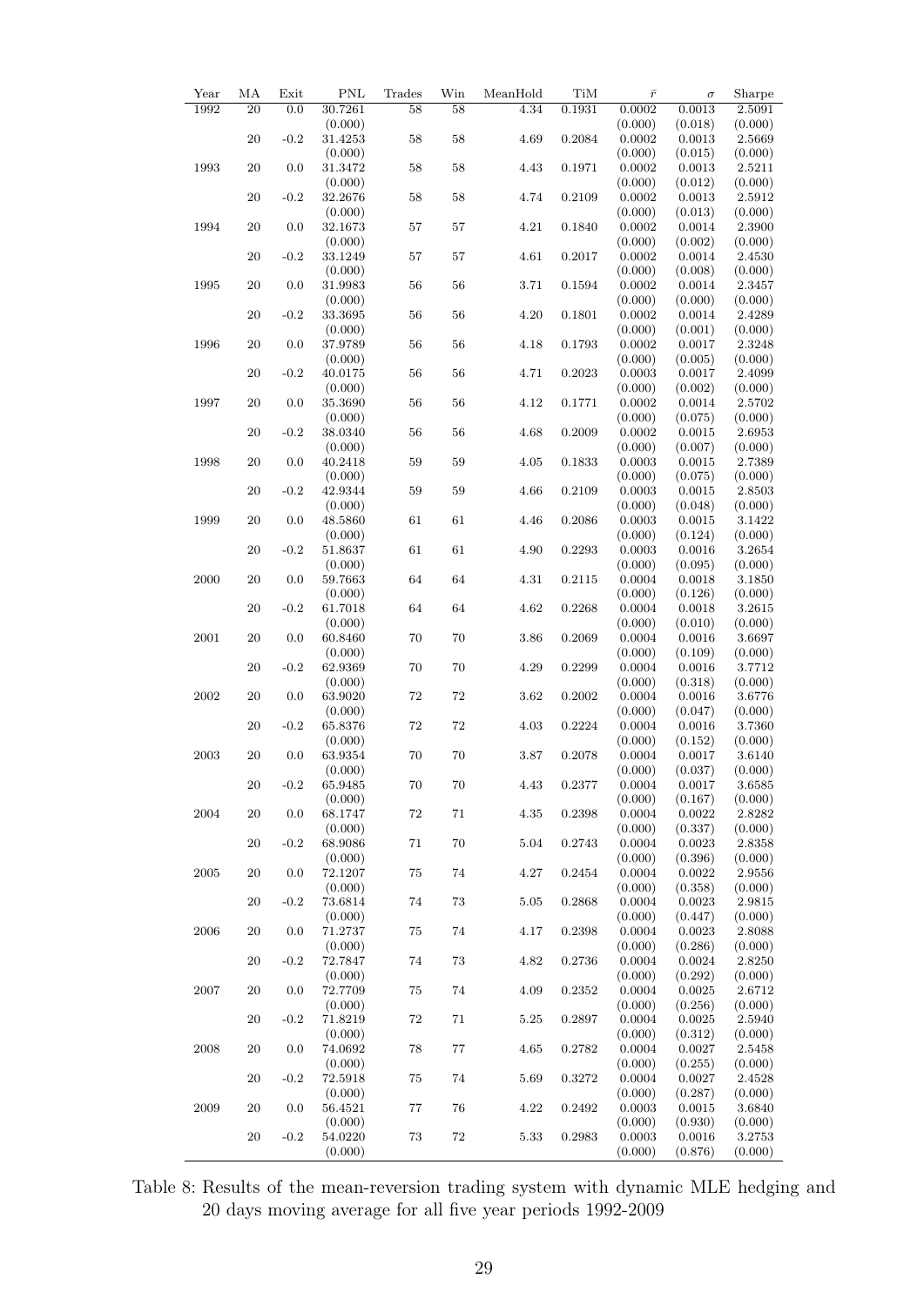| Year | MA | Exit | PNL | Trades | Win | MeanHold | TiM | $\bar{r}$ | $\sigma$ | Sharpe |
|---|---|---|---|---|---|---|---|---|---|---|
| 1992 | 20 | 0.0 | 30.7261 | 58 | 58 | 4.34 | 0.1931 | 0.0002 | 0.0013 | 2.5091 |
| | | | (0.000) | | | | | (0.000) | (0.018) | (0.000) |
| | 20 | -0.2 | 31.4253 | 58 | 58 | 4.69 | 0.2084 | 0.0002 | 0.0013 | 2.5669 |
| | | | (0.000) | | | | | (0.000) | (0.015) | (0.000) |
| 1993 | 20 | 0.0 | 31.3472 | 58 | 58 | 4.43 | 0.1971 | 0.0002 | 0.0013 | 2.5211 |
| | | | (0.000) | | | | | (0.000) | (0.012) | (0.000) |
| | 20 | -0.2 | 32.2676 | 58 | 58 | 4.74 | 0.2109 | 0.0002 | 0.0013 | 2.5912 |
| | | | (0.000) | | | | | (0.000) | (0.013) | (0.000) |
| 1994 | 20 | 0.0 | 32.1673 | 57 | 57 | 4.21 | 0.1840 | 0.0002 | 0.0014 | 2.3900 |
| | | | (0.000) | | | | | (0.000) | (0.002) | (0.000) |
| | 20 | -0.2 | 33.1249 | 57 | 57 | 4.61 | 0.2017 | 0.0002 | 0.0014 | 2.4530 |
| | | | (0.000) | | | | | (0.000) | (0.008) | (0.000) |
| 1995 | 20 | 0.0 | 31.9983 | 56 | 56 | 3.71 | 0.1594 | 0.0002 | 0.0014 | 2.3457 |
| | | | (0.000) | | | | | (0.000) | (0.000) | (0.000) |
| | 20 | -0.2 | 33.3695 | 56 | 56 | 4.20 | 0.1801 | 0.0002 | 0.0014 | 2.4289 |
| | | | (0.000) | | | | | (0.000) | (0.001) | (0.000) |
| 1996 | 20 | 0.0 | 37.9789 | 56 | 56 | 4.18 | 0.1793 | 0.0002 | 0.0017 | 2.3248 |
| | | | (0.000) | | | | | (0.000) | (0.005) | (0.000) |
| | 20 | -0.2 | 40.0175 | 56 | 56 | 4.71 | 0.2023 | 0.0003 | 0.0017 | 2.4099 |
| | | | (0.000) | | | | | (0.000) | (0.002) | (0.000) |
| 1997 | 20 | 0.0 | 35.3690 | 56 | 56 | 4.12 | 0.1771 | 0.0002 | 0.0014 | 2.5702 |
| | | | (0.000) | | | | | (0.000) | (0.075) | (0.000) |
| | 20 | -0.2 | 38.0340 | 56 | 56 | 4.68 | 0.2009 | 0.0002 | 0.0015 | 2.6953 |
| | | | (0.000) | | | | | (0.000) | (0.007) | (0.000) |
| 1998 | 20 | 0.0 | 40.2418 | 59 | 59 | 4.05 | 0.1833 | 0.0003 | 0.0015 | 2.7389 |
| | | | (0.000) | | | | | (0.000) | (0.075) | (0.000) |
| | 20 | -0.2 | 42.9344 | 59 | 59 | 4.66 | 0.2109 | 0.0003 | 0.0015 | 2.8503 |
| | | | (0.000) | | | | | (0.000) | (0.048) | (0.000) |
| 1999 | 20 | 0.0 | 48.5860 | 61 | 61 | 4.46 | 0.2086 | 0.0003 | 0.0015 | 3.1422 |
| | | | (0.000) | | | | | (0.000) | (0.124) | (0.000) |
| | 20 | -0.2 | 51.8637 | 61 | 61 | 4.90 | 0.2293 | 0.0003 | 0.0016 | 3.2654 |
| | | | (0.000) | | | | | (0.000) | (0.095) | (0.000) |
| 2000 | 20 | 0.0 | 59.7663 | 64 | 64 | 4.31 | 0.2115 | 0.0004 | 0.0018 | 3.1850 |
| | | | (0.000) | | | | | (0.000) | (0.126) | (0.000) |
| | 20 | -0.2 | 61.7018 | 64 | 64 | 4.62 | 0.2268 | 0.0004 | 0.0018 | 3.2615 |
| | | | (0.000) | | | | | (0.000) | (0.010) | (0.000) |
| 2001 | 20 | 0.0 | 60.8460 | 70 | 70 | 3.86 | 0.2069 | 0.0004 | 0.0016 | 3.6697 |
| | | | (0.000) | | | | | (0.000) | (0.109) | (0.000) |
| | 20 | -0.2 | 62.9369 | 70 | 70 | 4.29 | 0.2299 | 0.0004 | 0.0016 | 3.7712 |
| | | | (0.000) | | | | | (0.000) | (0.318) | (0.000) |
| 2002 | 20 | 0.0 | 63.9020 | 72 | 72 | 3.62 | 0.2002 | 0.0004 | 0.0016 | 3.6776 |
| | | | (0.000) | | | | | (0.000) | (0.047) | (0.000) |
| | 20 | -0.2 | 65.8376 | 72 | 72 | 4.03 | 0.2224 | 0.0004 | 0.0016 | 3.7360 |
| | | | (0.000) | | | | | (0.000) | (0.152) | (0.000) |
| 2003 | 20 | 0.0 | 63.9354 | 70 | 70 | 3.87 | 0.2078 | 0.0004 | 0.0017 | 3.6140 |
| | | | (0.000) | | | | | (0.000) | (0.037) | (0.000) |
| | 20 | -0.2 | 65.9485 | 70 | 70 | 4.43 | 0.2377 | 0.0004 | 0.0017 | 3.6585 |
| | | | (0.000) | | | | | (0.000) | (0.167) | (0.000) |
| 2004 | 20 | 0.0 | 68.1747 | 72 | 71 | 4.35 | 0.2398 | 0.0004 | 0.0022 | 2.8282 |
| | | | (0.000) | | | | | (0.000) | (0.337) | (0.000) |
| | 20 | -0.2 | 68.9086 | 71 | 70 | 5.04 | 0.2743 | 0.0004 | 0.0023 | 2.8358 |
| | | | (0.000) | | | | | (0.000) | (0.396) | (0.000) |
| 2005 | 20 | 0.0 | 72.1207 | 75 | 74 | 4.27 | 0.2454 | 0.0004 | 0.0022 | 2.9556 |
| | | | (0.000) | | | | | (0.000) | (0.358) | (0.000) |
| | 20 | -0.2 | 73.6814 | 74 | 73 | 5.05 | 0.2868 | 0.0004 | 0.0023 | 2.9815 |
| | | | (0.000) | | | | | (0.000) | (0.447) | (0.000) |
| 2006 | 20 | 0.0 | 71.2737 | 75 | 74 | 4.17 | 0.2398 | 0.0004 | 0.0023 | 2.8088 |
| | | | (0.000) | | | | | (0.000) | (0.286) | (0.000) |
| | 20 | -0.2 | 72.7847 | 74 | 73 | 4.82 | 0.2736 | 0.0004 | 0.0024 | 2.8250 |
| | | | (0.000) | | | | | (0.000) | (0.292) | (0.000) |
| 2007 | 20 | 0.0 | 72.7709 | 75 | 74 | 4.09 | 0.2352 | 0.0004 | 0.0025 | 2.6712 |
| | | | (0.000) | | | | | (0.000) | (0.256) | (0.000) |
| | 20 | -0.2 | 71.8219 | 72 | 71 | 5.25 | 0.2897 | 0.0004 | 0.0025 | 2.5940 |
| | | | (0.000) | | | | | (0.000) | (0.312) | (0.000) |
| 2008 | 20 | 0.0 | 74.0692 | 78 | 77 | 4.65 | 0.2782 | 0.0004 | 0.0027 | 2.5458 |
| | | | (0.000) | | | | | (0.000) | (0.255) | (0.000) |
| | 20 | -0.2 | 72.5918 | 75 | 74 | 5.69 | 0.3272 | 0.0004 | 0.0027 | 2.4528 |
| | | | (0.000) | | | | | (0.000) | (0.287) | (0.000) |
| 2009 | 20 | 0.0 | 56.4521 | 77 | 76 | 4.22 | 0.2492 | 0.0003 | 0.0015 | 3.6840 |
| | | | (0.000) | | | | | (0.000) | (0.930) | (0.000) |
| | 20 | -0.2 | 54.0220 | 73 | 72 | 5.33 | 0.2983 | 0.0003 | 0.0016 | 3.2753 |
| | | | (0.000) | | | | | (0.000) | (0.876) | (0.000) |

Table 8: Results of the mean-reversion trading system with dynamic MLE hedging and 20 days moving average for all five year periods 1992-2009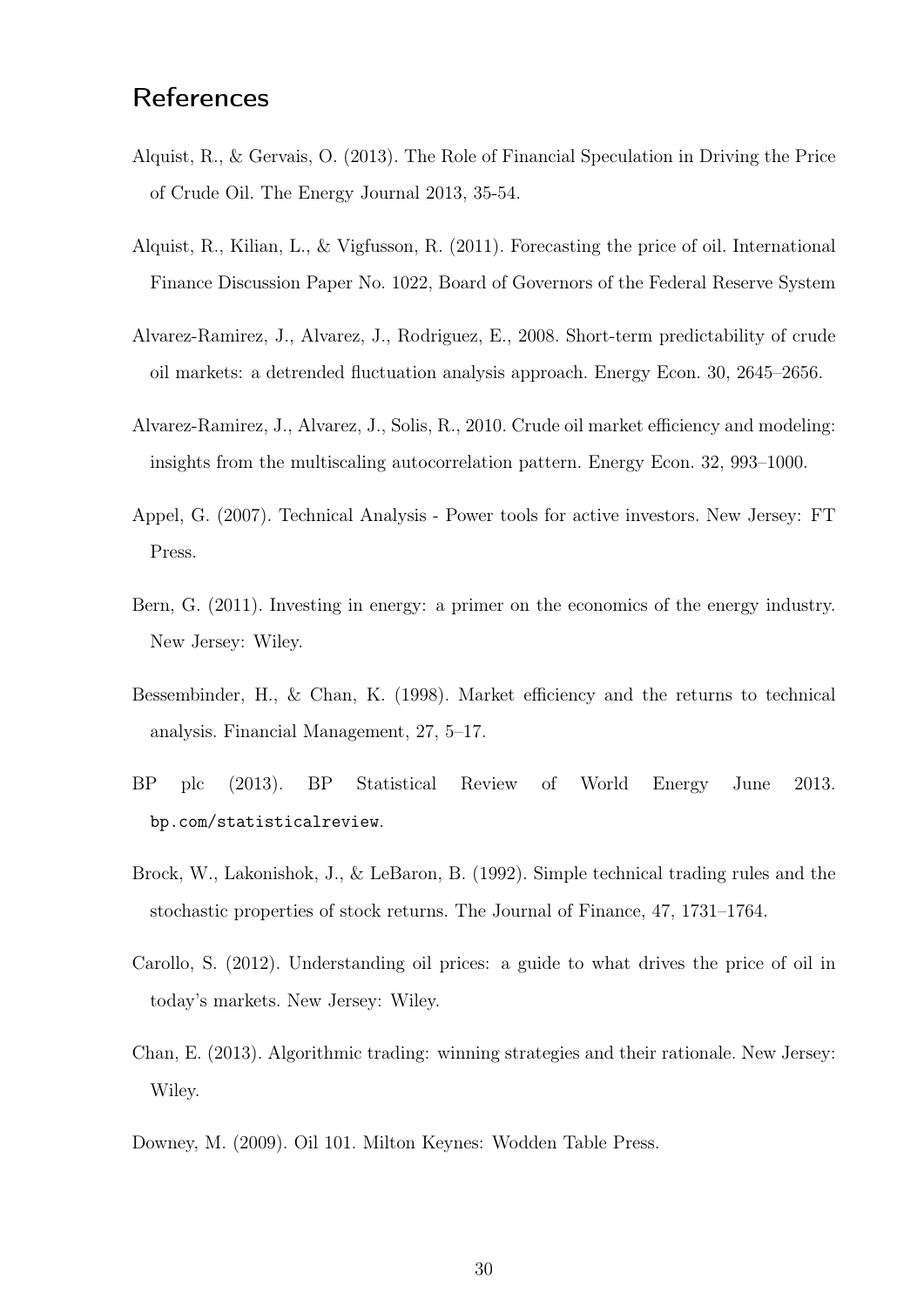## References

Alquist, R., & Gervais, O. (2013). The Role of Financial Speculation in Driving the Price of Crude Oil. The Energy Journal 2013, 35-54.

Alquist, R., Kilian, L., & Vigfusson, R. (2011). Forecasting the price of oil. International Finance Discussion Paper No. 1022, Board of Governors of the Federal Reserve System

Alvarez-Ramirez, J., Alvarez, J., Rodriguez, E., 2008. Short-term predictability of crude oil markets: a detrended fluctuation analysis approach. Energy Econ. 30, 2645–2656.

Alvarez-Ramirez, J., Alvarez, J., Solis, R., 2010. Crude oil market efficiency and modeling: insights from the multiscaling autocorrelation pattern. Energy Econ. 32, 993–1000.

Appel, G. (2007). Technical Analysis - Power tools for active investors. New Jersey: FT Press.

Bern, G. (2011). Investing in energy: a primer on the economics of the energy industry. New Jersey: Wiley.

Bessembinder, H., & Chan, K. (1998). Market efficiency and the returns to technical analysis. Financial Management, 27, 5–17.

BP plc (2013). BP Statistical Review of World Energy June 2013. bp.com/statisticalreview.

Brock, W., Lakonishok, J., & LeBaron, B. (1992). Simple technical trading rules and the stochastic properties of stock returns. The Journal of Finance, 47, 1731–1764.

Carollo, S. (2012). Understanding oil prices: a guide to what drives the price of oil in today's markets. New Jersey: Wiley.

Chan, E. (2013). Algorithmic trading: winning strategies and their rationale. New Jersey: Wiley.

Downey, M. (2009). Oil 101. Milton Keynes: Wodden Table Press.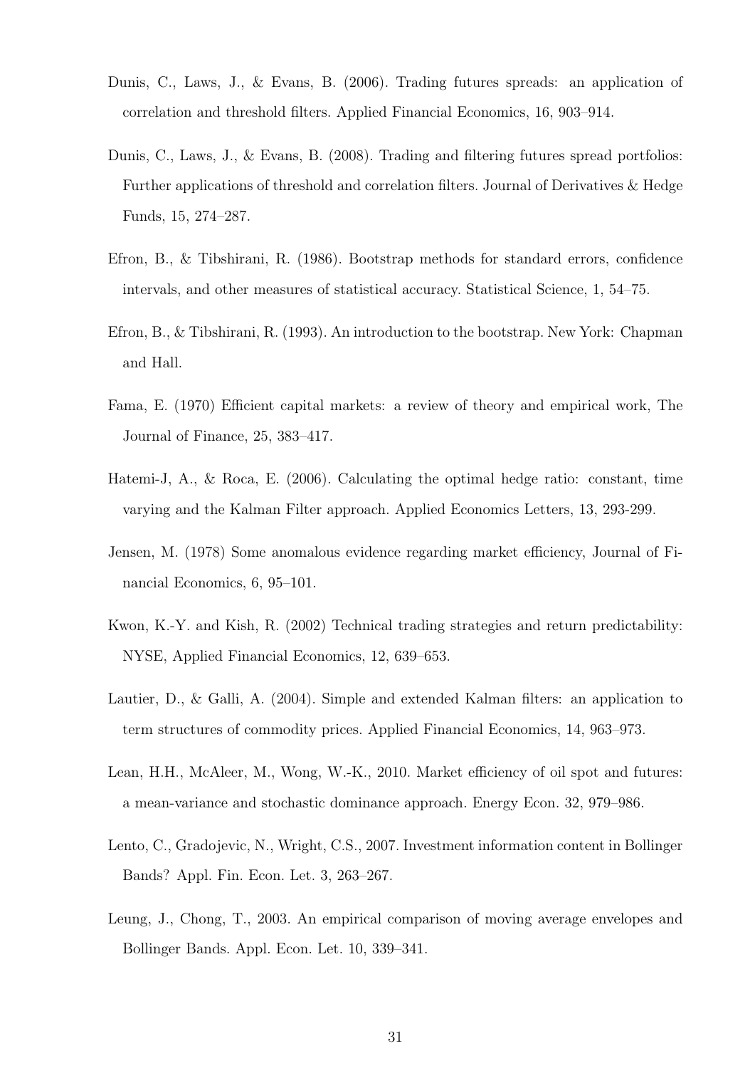Dunis, C., Laws, J., & Evans, B. (2006). Trading futures spreads: an application of correlation and threshold filters. Applied Financial Economics, 16, 903–914.

Dunis, C., Laws, J., & Evans, B. (2008). Trading and filtering futures spread portfolios: Further applications of threshold and correlation filters. Journal of Derivatives & Hedge Funds, 15, 274–287.

Efron, B., & Tibshirani, R. (1986). Bootstrap methods for standard errors, confidence intervals, and other measures of statistical accuracy. Statistical Science, 1, 54–75.

Efron, B., & Tibshirani, R. (1993). An introduction to the bootstrap. New York: Chapman and Hall.

Fama, E. (1970) Efficient capital markets: a review of theory and empirical work, The Journal of Finance, 25, 383–417.

Hatemi-J, A., & Roca, E. (2006). Calculating the optimal hedge ratio: constant, time varying and the Kalman Filter approach. Applied Economics Letters, 13, 293-299.

Jensen, M. (1978) Some anomalous evidence regarding market efficiency, Journal of Financial Economics, 6, 95–101.

Kwon, K.-Y. and Kish, R. (2002) Technical trading strategies and return predictability: NYSE, Applied Financial Economics, 12, 639–653.

Lautier, D., & Galli, A. (2004). Simple and extended Kalman filters: an application to term structures of commodity prices. Applied Financial Economics, 14, 963–973.

Lean, H.H., McAleer, M., Wong, W.-K., 2010. Market efficiency of oil spot and futures: a mean-variance and stochastic dominance approach. Energy Econ. 32, 979–986.

Lento, C., Gradojevic, N., Wright, C.S., 2007. Investment information content in Bollinger Bands? Appl. Fin. Econ. Let. 3, 263–267.

Leung, J., Chong, T., 2003. An empirical comparison of moving average envelopes and Bollinger Bands. Appl. Econ. Let. 10, 339–341.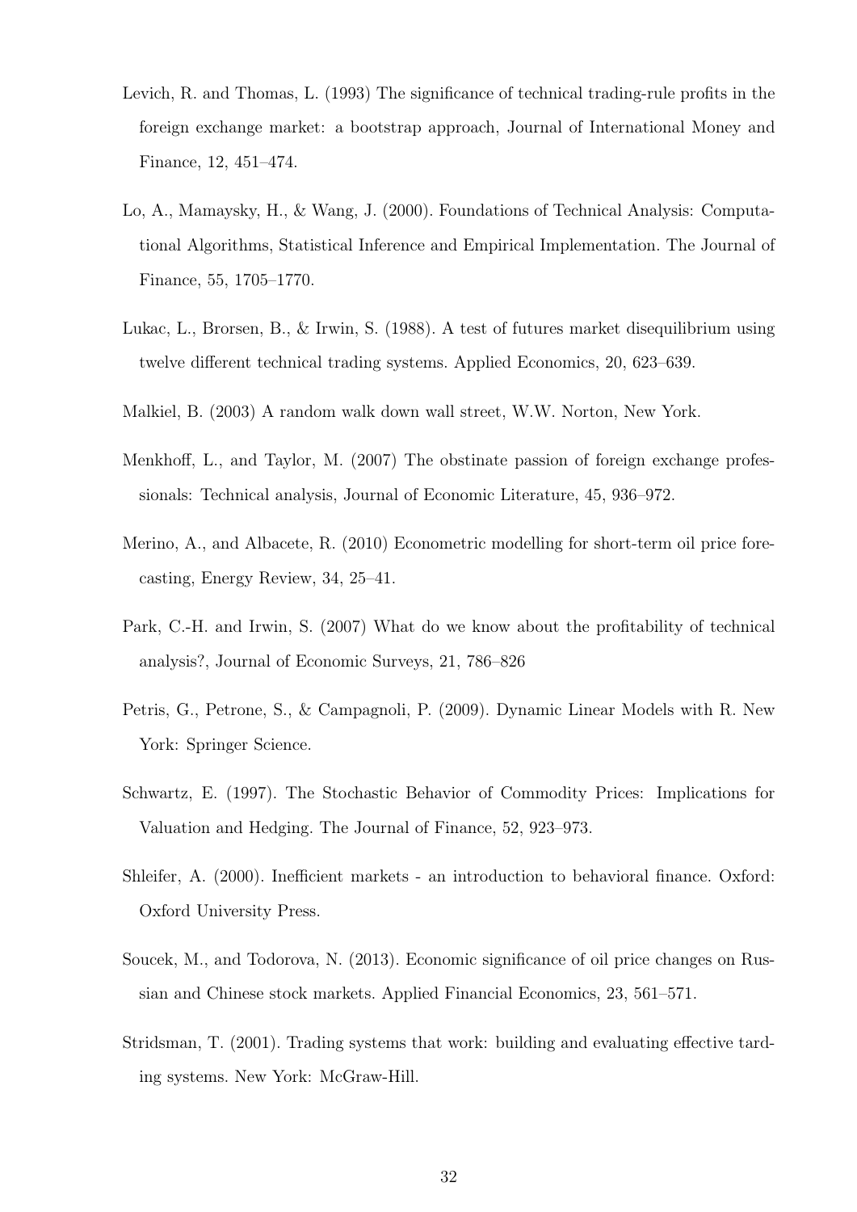Levich, R. and Thomas, L. (1993) The significance of technical trading-rule profits in the foreign exchange market: a bootstrap approach, Journal of International Money and Finance, 12, 451–474.

Lo, A., Mamaysky, H., & Wang, J. (2000). Foundations of Technical Analysis: Computational Algorithms, Statistical Inference and Empirical Implementation. The Journal of Finance, 55, 1705–1770.

Lukac, L., Brorsen, B., & Irwin, S. (1988). A test of futures market disequilibrium using twelve different technical trading systems. Applied Economics, 20, 623–639.

Malkiel, B. (2003) A random walk down wall street, W.W. Norton, New York.

Menkhoff, L., and Taylor, M. (2007) The obstinate passion of foreign exchange professionals: Technical analysis, Journal of Economic Literature, 45, 936–972.

Merino, A., and Albacete, R. (2010) Econometric modelling for short-term oil price forecasting, Energy Review, 34, 25–41.

Park, C.-H. and Irwin, S. (2007) What do we know about the profitability of technical analysis?, Journal of Economic Surveys, 21, 786–826

Petris, G., Petrone, S., & Campagnoli, P. (2009). Dynamic Linear Models with R. New York: Springer Science.

Schwartz, E. (1997). The Stochastic Behavior of Commodity Prices: Implications for Valuation and Hedging. The Journal of Finance, 52, 923–973.

Shleifer, A. (2000). Inefficient markets - an introduction to behavioral finance. Oxford: Oxford University Press.

Soucek, M., and Todorova, N. (2013). Economic significance of oil price changes on Russian and Chinese stock markets. Applied Financial Economics, 23, 561–571.

Stridsman, T. (2001). Trading systems that work: building and evaluating effective tarding systems. New York: McGraw-Hill.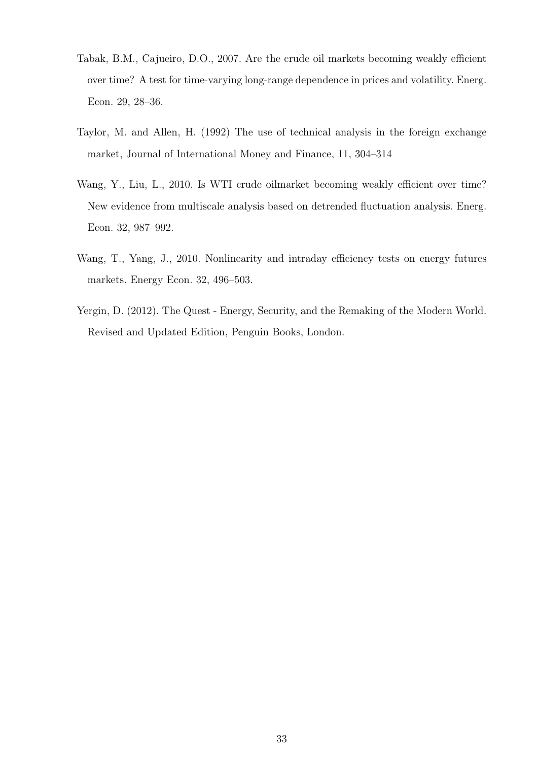Tabak, B.M., Cajueiro, D.O., 2007. Are the crude oil markets becoming weakly efficient over time? A test for time-varying long-range dependence in prices and volatility. Energ. Econ. 29, 28–36.

Taylor, M. and Allen, H. (1992) The use of technical analysis in the foreign exchange market, Journal of International Money and Finance, 11, 304–314

Wang, Y., Liu, L., 2010. Is WTI crude oilmarket becoming weakly efficient over time? New evidence from multiscale analysis based on detrended fluctuation analysis. Energ. Econ. 32, 987–992.

Wang, T., Yang, J., 2010. Nonlinearity and intraday efficiency tests on energy futures markets. Energy Econ. 32, 496–503.

Yergin, D. (2012). The Quest - Energy, Security, and the Remaking of the Modern World. Revised and Updated Edition, Penguin Books, London.